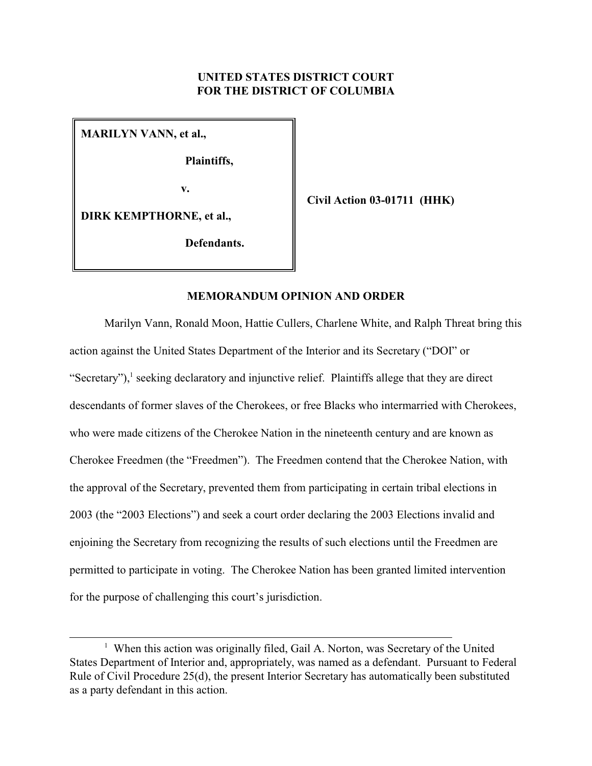**UNITED STATES DISTRICT COURT**
**FOR THE DISTRICT OF COLUMBIA**

| | |
|---|---|
| **MARILYN VANN, et al.,**<br><br>**Plaintiffs,**<br><br>**v.**<br><br>**DIRK KEMPTHORNE, et al.,**<br><br>**Defendants.** | **Civil Action 03-01711 (HHK)** |

**MEMORANDUM OPINION AND ORDER**

Marilyn Vann, Ronald Moon, Hattie Cullers, Charlene White, and Ralph Threat bring this action against the United States Department of the Interior and its Secretary ("DOI" or "Secretary"),[1] seeking declaratory and injunctive relief. Plaintiffs allege that they are direct descendants of former slaves of the Cherokees, or free Blacks who intermarried with Cherokees, who were made citizens of the Cherokee Nation in the nineteenth century and are known as Cherokee Freedmen (the "Freedmen"). The Freedmen contend that the Cherokee Nation, with the approval of the Secretary, prevented them from participating in certain tribal elections in 2003 (the "2003 Elections") and seek a court order declaring the 2003 Elections invalid and enjoining the Secretary from recognizing the results of such elections until the Freedmen are permitted to participate in voting. The Cherokee Nation has been granted limited intervention for the purpose of challenging this court's jurisdiction.

---

[1] When this action was originally filed, Gail A. Norton, was Secretary of the United States Department of Interior and, appropriately, was named as a defendant. Pursuant to Federal Rule of Civil Procedure 25(d), the present Interior Secretary has automatically been substituted as a party defendant in this action.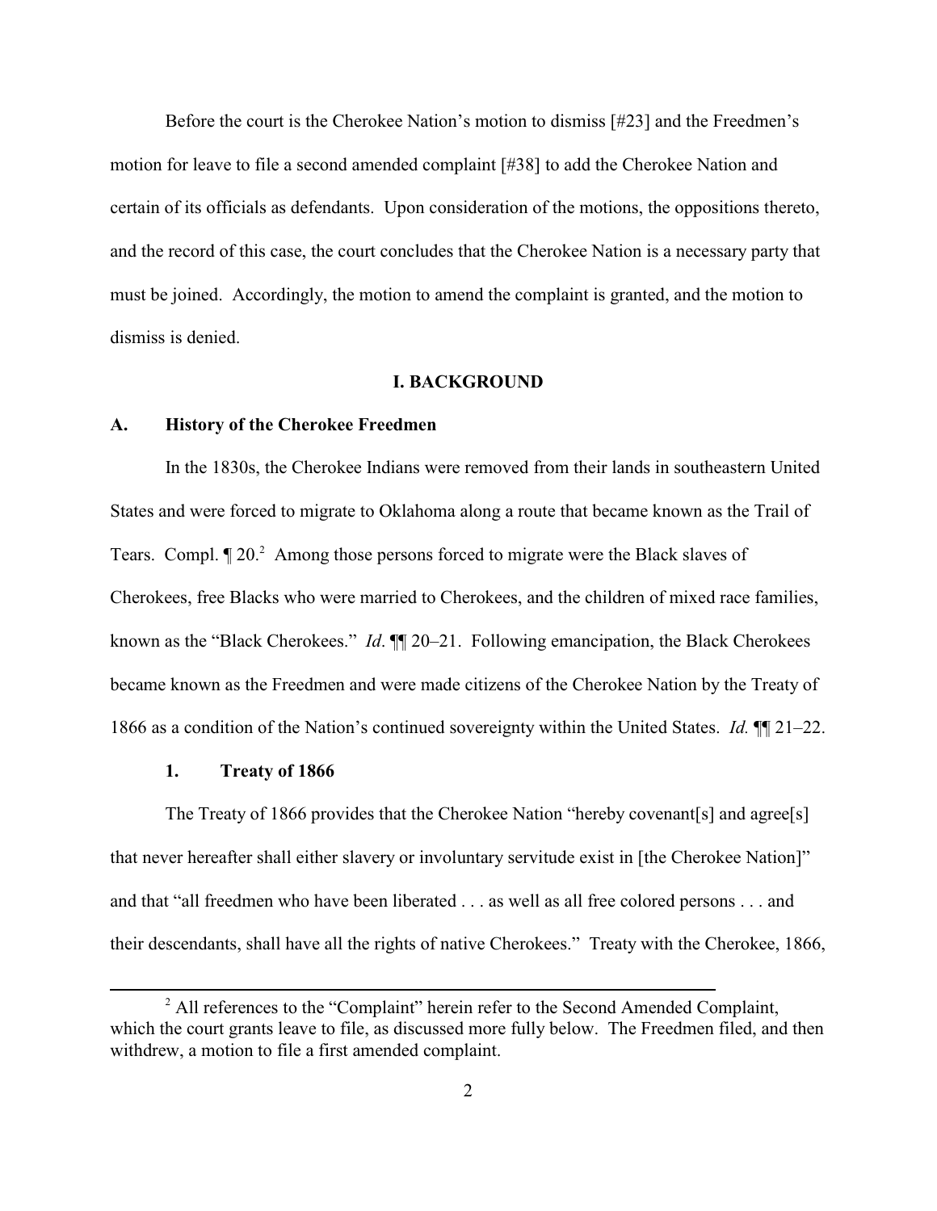Before the court is the Cherokee Nation's motion to dismiss [#23] and the Freedmen's motion for leave to file a second amended complaint [#38] to add the Cherokee Nation and certain of its officials as defendants. Upon consideration of the motions, the oppositions thereto, and the record of this case, the court concludes that the Cherokee Nation is a necessary party that must be joined. Accordingly, the motion to amend the complaint is granted, and the motion to dismiss is denied.

## I. BACKGROUND

### A. History of the Cherokee Freedmen

In the 1830s, the Cherokee Indians were removed from their lands in southeastern United States and were forced to migrate to Oklahoma along a route that became known as the Trail of Tears. Compl. ¶ 20.[2] Among those persons forced to migrate were the Black slaves of Cherokees, free Blacks who were married to Cherokees, and the children of mixed race families, known as the "Black Cherokees." *Id*. ¶¶ 20–21. Following emancipation, the Black Cherokees became known as the Freedmen and were made citizens of the Cherokee Nation by the Treaty of 1866 as a condition of the Nation's continued sovereignty within the United States. *Id.* ¶¶ 21–22.

#### 1. Treaty of 1866

The Treaty of 1866 provides that the Cherokee Nation "hereby covenant[s] and agree[s] that never hereafter shall either slavery or involuntary servitude exist in [the Cherokee Nation]" and that "all freedmen who have been liberated . . . as well as all free colored persons . . . and their descendants, shall have all the rights of native Cherokees." Treaty with the Cherokee, 1866,

[2] All references to the "Complaint" herein refer to the Second Amended Complaint, which the court grants leave to file, as discussed more fully below. The Freedmen filed, and then withdrew, a motion to file a first amended complaint.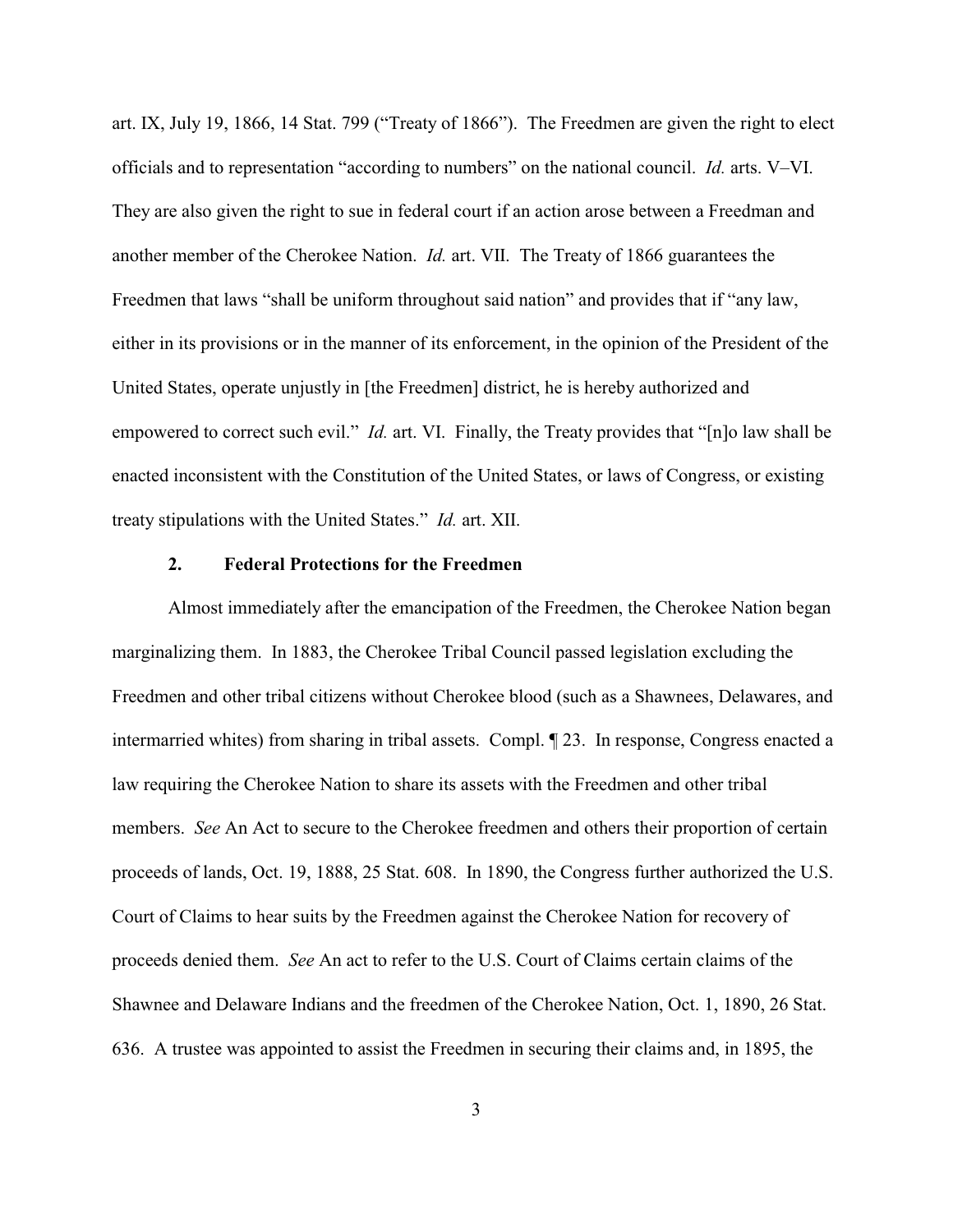art. IX, July 19, 1866, 14 Stat. 799 ("Treaty of 1866"). The Freedmen are given the right to elect officials and to representation "according to numbers" on the national council. *Id.* arts. V–VI. They are also given the right to sue in federal court if an action arose between a Freedman and another member of the Cherokee Nation. *Id.* art. VII. The Treaty of 1866 guarantees the Freedmen that laws "shall be uniform throughout said nation" and provides that if "any law, either in its provisions or in the manner of its enforcement, in the opinion of the President of the United States, operate unjustly in [the Freedmen] district, he is hereby authorized and empowered to correct such evil." *Id.* art. VI. Finally, the Treaty provides that "[n]o law shall be enacted inconsistent with the Constitution of the United States, or laws of Congress, or existing treaty stipulations with the United States." *Id.* art. XII.

### 2. Federal Protections for the Freedmen

Almost immediately after the emancipation of the Freedmen, the Cherokee Nation began marginalizing them. In 1883, the Cherokee Tribal Council passed legislation excluding the Freedmen and other tribal citizens without Cherokee blood (such as a Shawnees, Delawares, and intermarried whites) from sharing in tribal assets. Compl. ¶ 23. In response, Congress enacted a law requiring the Cherokee Nation to share its assets with the Freedmen and other tribal members. *See* An Act to secure to the Cherokee freedmen and others their proportion of certain proceeds of lands, Oct. 19, 1888, 25 Stat. 608. In 1890, the Congress further authorized the U.S. Court of Claims to hear suits by the Freedmen against the Cherokee Nation for recovery of proceeds denied them. *See* An act to refer to the U.S. Court of Claims certain claims of the Shawnee and Delaware Indians and the freedmen of the Cherokee Nation, Oct. 1, 1890, 26 Stat. 636. A trustee was appointed to assist the Freedmen in securing their claims and, in 1895, the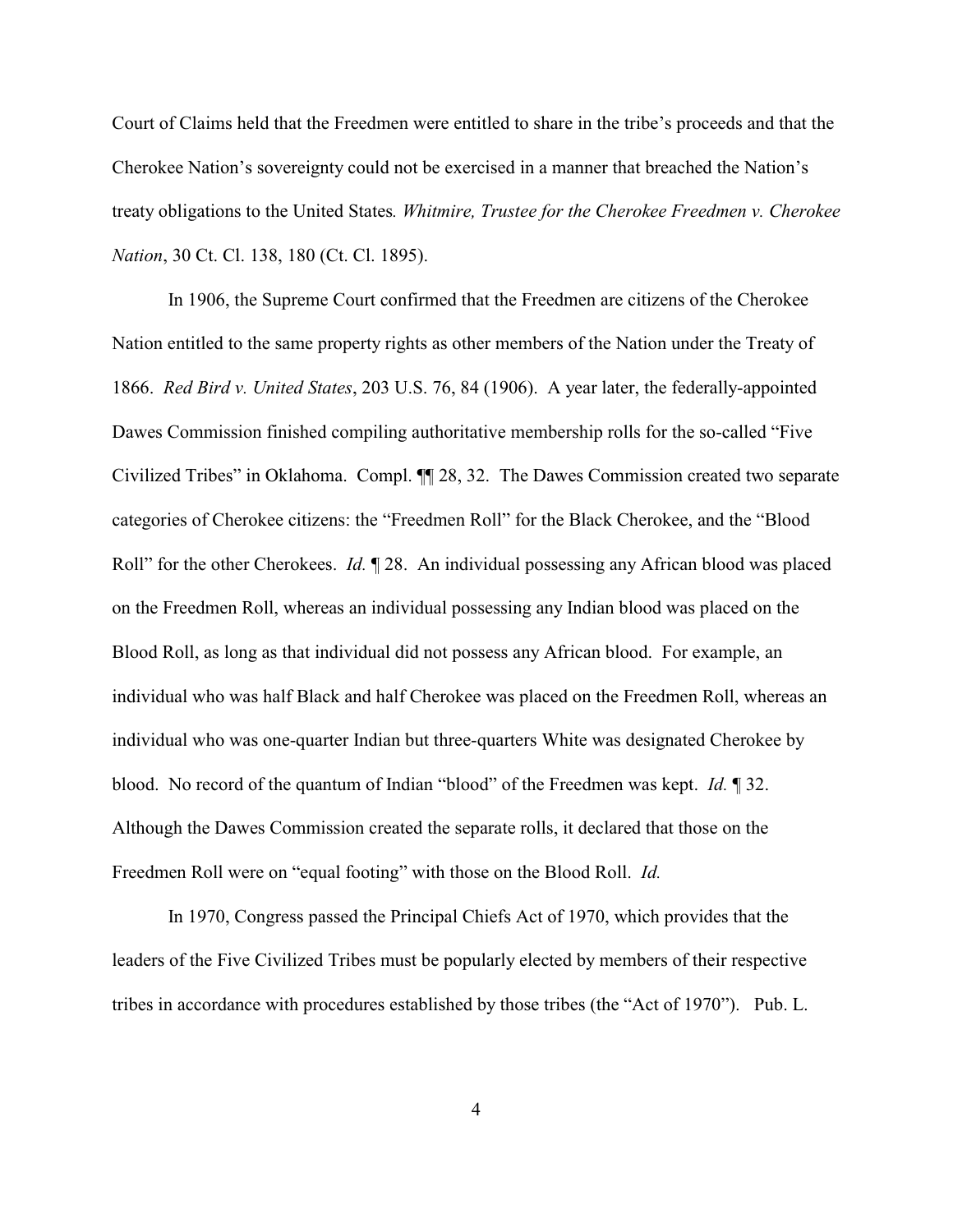Court of Claims held that the Freedmen were entitled to share in the tribe's proceeds and that the Cherokee Nation's sovereignty could not be exercised in a manner that breached the Nation's treaty obligations to the United States*. Whitmire, Trustee for the Cherokee Freedmen v. Cherokee Nation*, 30 Ct. Cl. 138, 180 (Ct. Cl. 1895).

In 1906, the Supreme Court confirmed that the Freedmen are citizens of the Cherokee Nation entitled to the same property rights as other members of the Nation under the Treaty of 1866. *Red Bird v. United States*, 203 U.S. 76, 84 (1906). A year later, the federally-appointed Dawes Commission finished compiling authoritative membership rolls for the so-called "Five Civilized Tribes" in Oklahoma. Compl. ¶¶ 28, 32. The Dawes Commission created two separate categories of Cherokee citizens: the "Freedmen Roll" for the Black Cherokee, and the "Blood Roll" for the other Cherokees. *Id.* ¶ 28. An individual possessing any African blood was placed on the Freedmen Roll, whereas an individual possessing any Indian blood was placed on the Blood Roll, as long as that individual did not possess any African blood. For example, an individual who was half Black and half Cherokee was placed on the Freedmen Roll, whereas an individual who was one-quarter Indian but three-quarters White was designated Cherokee by blood. No record of the quantum of Indian "blood" of the Freedmen was kept. *Id.* ¶ 32. Although the Dawes Commission created the separate rolls, it declared that those on the Freedmen Roll were on "equal footing" with those on the Blood Roll. *Id.*

In 1970, Congress passed the Principal Chiefs Act of 1970, which provides that the leaders of the Five Civilized Tribes must be popularly elected by members of their respective tribes in accordance with procedures established by those tribes (the "Act of 1970"). Pub. L.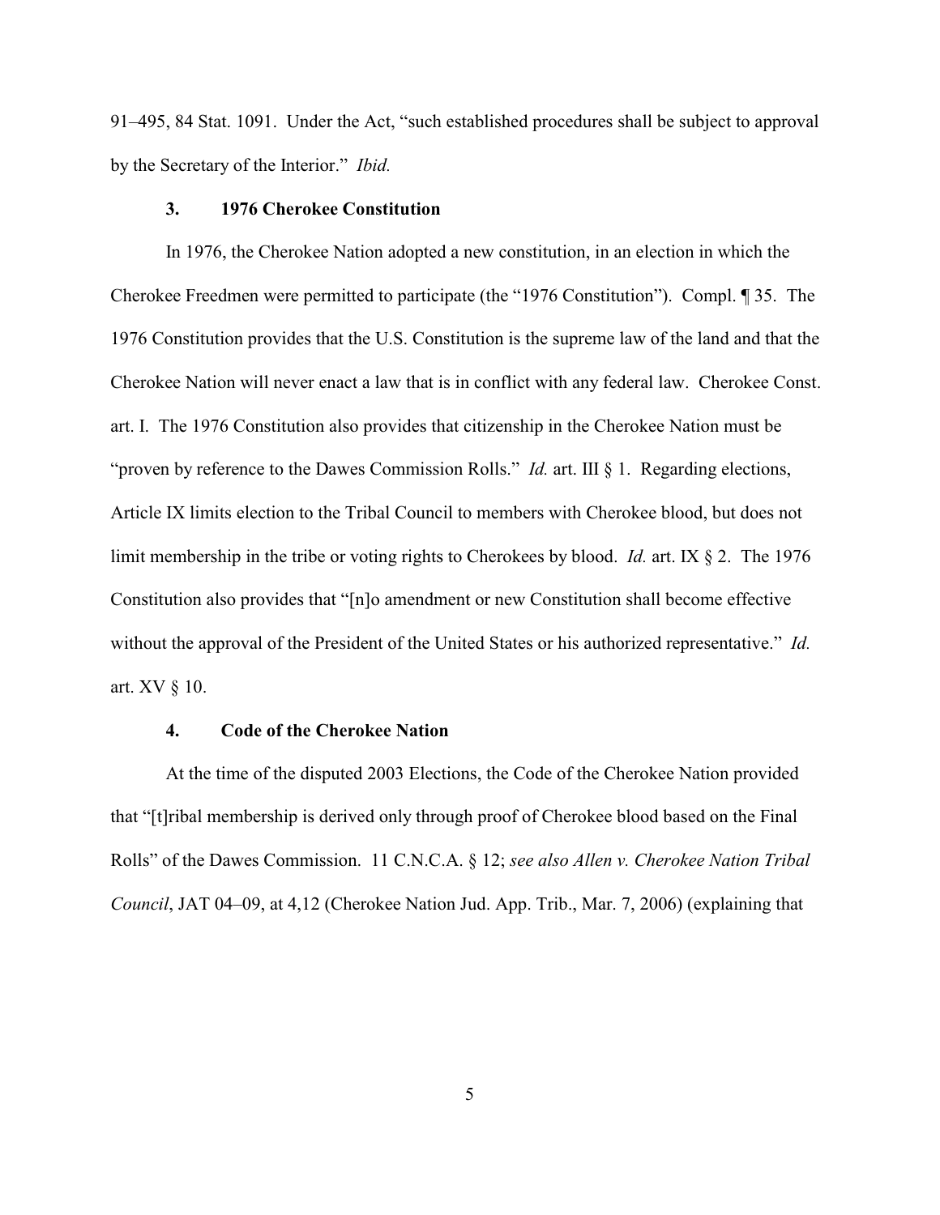91–495, 84 Stat. 1091. Under the Act, "such established procedures shall be subject to approval by the Secretary of the Interior." *Ibid.*

### 3. 1976 Cherokee Constitution

In 1976, the Cherokee Nation adopted a new constitution, in an election in which the Cherokee Freedmen were permitted to participate (the "1976 Constitution"). Compl. ¶ 35. The 1976 Constitution provides that the U.S. Constitution is the supreme law of the land and that the Cherokee Nation will never enact a law that is in conflict with any federal law. Cherokee Const. art. I. The 1976 Constitution also provides that citizenship in the Cherokee Nation must be "proven by reference to the Dawes Commission Rolls." *Id.* art. III § 1. Regarding elections, Article IX limits election to the Tribal Council to members with Cherokee blood, but does not limit membership in the tribe or voting rights to Cherokees by blood. *Id.* art. IX § 2. The 1976 Constitution also provides that "[n]o amendment or new Constitution shall become effective without the approval of the President of the United States or his authorized representative." *Id.* art. XV § 10.

### 4. Code of the Cherokee Nation

At the time of the disputed 2003 Elections, the Code of the Cherokee Nation provided that "[t]ribal membership is derived only through proof of Cherokee blood based on the Final Rolls" of the Dawes Commission. 11 C.N.C.A. § 12; *see also Allen v. Cherokee Nation Tribal Council*, JAT 04–09, at 4,12 (Cherokee Nation Jud. App. Trib., Mar. 7, 2006) (explaining that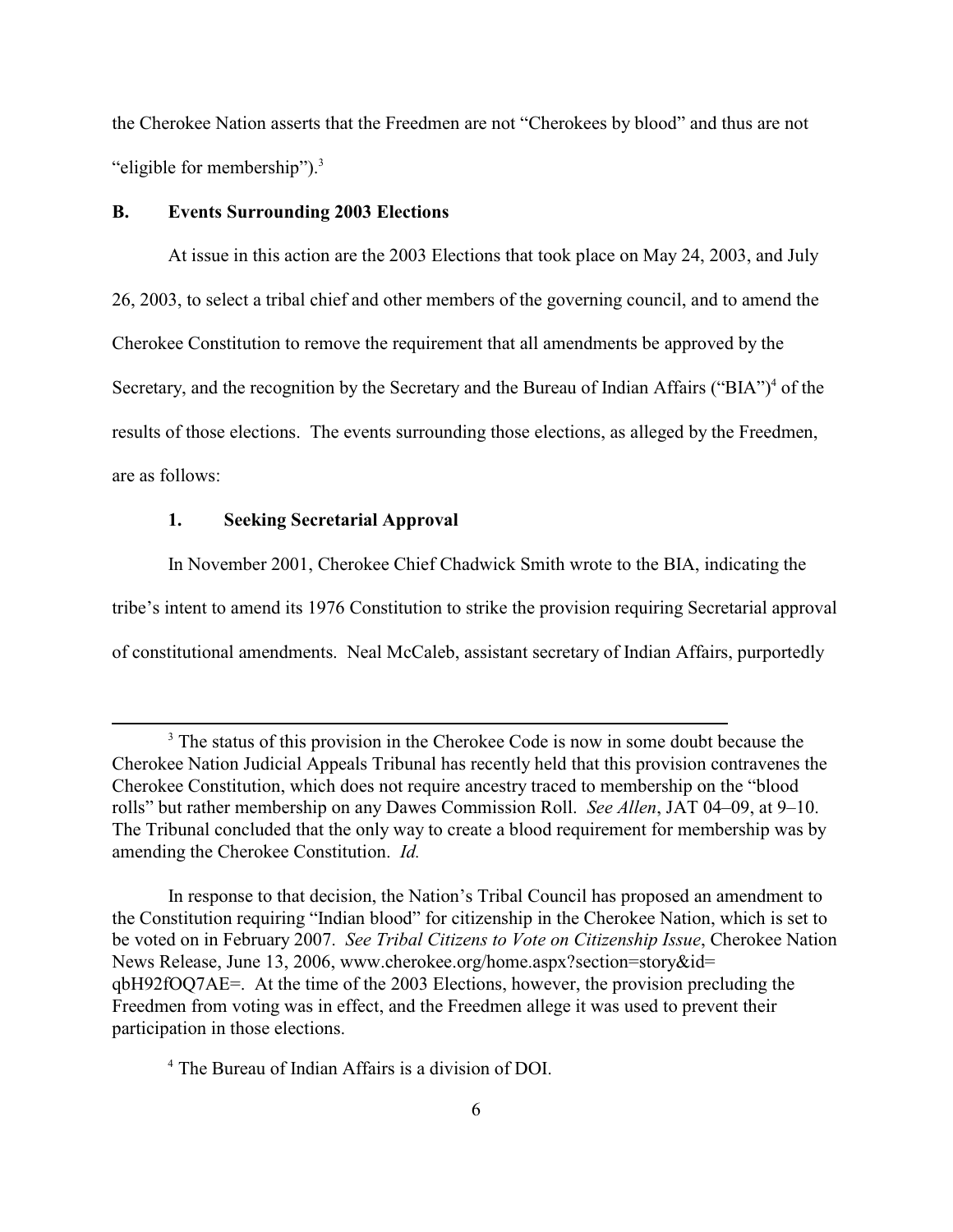the Cherokee Nation asserts that the Freedmen are not "Cherokees by blood" and thus are not "eligible for membership").[3]

### B. Events Surrounding 2003 Elections

At issue in this action are the 2003 Elections that took place on May 24, 2003, and July 26, 2003, to select a tribal chief and other members of the governing council, and to amend the Cherokee Constitution to remove the requirement that all amendments be approved by the Secretary, and the recognition by the Secretary and the Bureau of Indian Affairs ("BIA")[4] of the results of those elections. The events surrounding those elections, as alleged by the Freedmen, are as follows:

#### 1. Seeking Secretarial Approval

In November 2001, Cherokee Chief Chadwick Smith wrote to the BIA, indicating the tribe's intent to amend its 1976 Constitution to strike the provision requiring Secretarial approval of constitutional amendments. Neal McCaleb, assistant secretary of Indian Affairs, purportedly

---

[3] The status of this provision in the Cherokee Code is now in some doubt because the Cherokee Nation Judicial Appeals Tribunal has recently held that this provision contravenes the Cherokee Constitution, which does not require ancestry traced to membership on the "blood rolls" but rather membership on any Dawes Commission Roll. *See Allen*, JAT 04–09, at 9–10. The Tribunal concluded that the only way to create a blood requirement for membership was by amending the Cherokee Constitution. *Id.*

In response to that decision, the Nation's Tribal Council has proposed an amendment to the Constitution requiring "Indian blood" for citizenship in the Cherokee Nation, which is set to be voted on in February 2007. *See Tribal Citizens to Vote on Citizenship Issue*, Cherokee Nation News Release, June 13, 2006, www.cherokee.org/home.aspx?section=story&id=qbH92fOQ7AE=. At the time of the 2003 Elections, however, the provision precluding the Freedmen from voting was in effect, and the Freedmen allege it was used to prevent their participation in those elections.

[4] The Bureau of Indian Affairs is a division of DOI.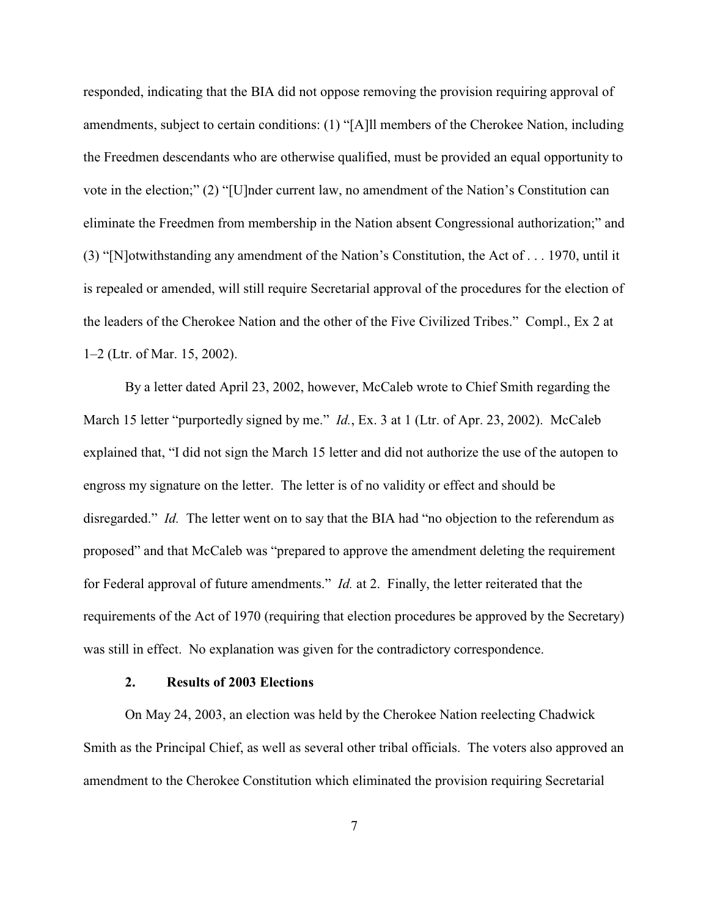responded, indicating that the BIA did not oppose removing the provision requiring approval of amendments, subject to certain conditions: (1) "[A]ll members of the Cherokee Nation, including the Freedmen descendants who are otherwise qualified, must be provided an equal opportunity to vote in the election;" (2) "[U]nder current law, no amendment of the Nation's Constitution can eliminate the Freedmen from membership in the Nation absent Congressional authorization;" and (3) "[N]otwithstanding any amendment of the Nation's Constitution, the Act of . . . 1970, until it is repealed or amended, will still require Secretarial approval of the procedures for the election of the leaders of the Cherokee Nation and the other of the Five Civilized Tribes." Compl., Ex 2 at 1–2 (Ltr. of Mar. 15, 2002).

By a letter dated April 23, 2002, however, McCaleb wrote to Chief Smith regarding the March 15 letter "purportedly signed by me." *Id.*, Ex. 3 at 1 (Ltr. of Apr. 23, 2002). McCaleb explained that, "I did not sign the March 15 letter and did not authorize the use of the autopen to engross my signature on the letter. The letter is of no validity or effect and should be disregarded." *Id.* The letter went on to say that the BIA had "no objection to the referendum as proposed" and that McCaleb was "prepared to approve the amendment deleting the requirement for Federal approval of future amendments." *Id.* at 2. Finally, the letter reiterated that the requirements of the Act of 1970 (requiring that election procedures be approved by the Secretary) was still in effect. No explanation was given for the contradictory correspondence.

### 2. Results of 2003 Elections

On May 24, 2003, an election was held by the Cherokee Nation reelecting Chadwick Smith as the Principal Chief, as well as several other tribal officials. The voters also approved an amendment to the Cherokee Constitution which eliminated the provision requiring Secretarial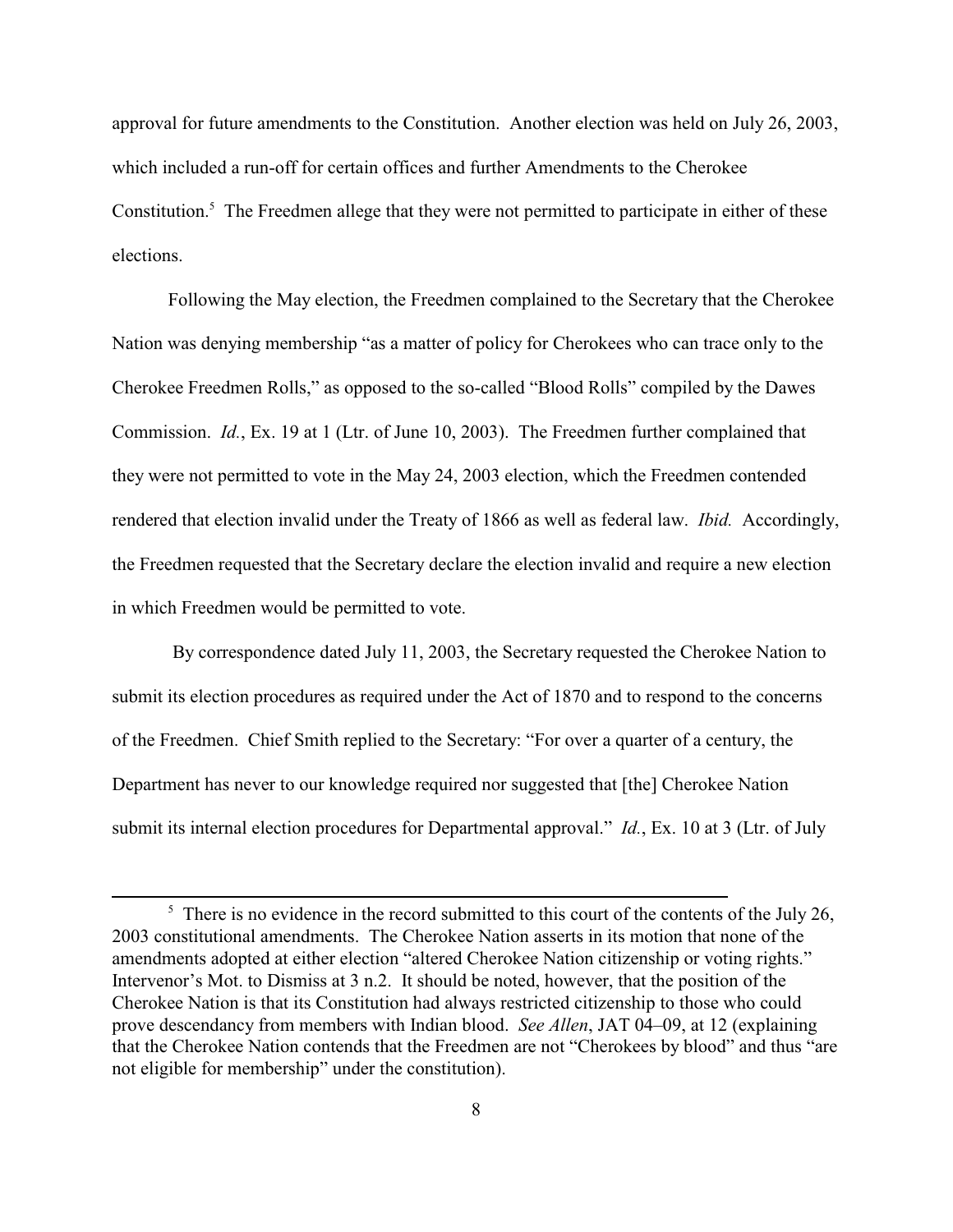approval for future amendments to the Constitution. Another election was held on July 26, 2003, which included a run-off for certain offices and further Amendments to the Cherokee Constitution.[5] The Freedmen allege that they were not permitted to participate in either of these elections.

Following the May election, the Freedmen complained to the Secretary that the Cherokee Nation was denying membership "as a matter of policy for Cherokees who can trace only to the Cherokee Freedmen Rolls," as opposed to the so-called "Blood Rolls" compiled by the Dawes Commission. *Id.*, Ex. 19 at 1 (Ltr. of June 10, 2003). The Freedmen further complained that they were not permitted to vote in the May 24, 2003 election, which the Freedmen contended rendered that election invalid under the Treaty of 1866 as well as federal law. *Ibid.* Accordingly, the Freedmen requested that the Secretary declare the election invalid and require a new election in which Freedmen would be permitted to vote.

By correspondence dated July 11, 2003, the Secretary requested the Cherokee Nation to submit its election procedures as required under the Act of 1870 and to respond to the concerns of the Freedmen. Chief Smith replied to the Secretary: "For over a quarter of a century, the Department has never to our knowledge required nor suggested that [the] Cherokee Nation submit its internal election procedures for Departmental approval." *Id.*, Ex. 10 at 3 (Ltr. of July

---

[5] There is no evidence in the record submitted to this court of the contents of the July 26, 2003 constitutional amendments. The Cherokee Nation asserts in its motion that none of the amendments adopted at either election "altered Cherokee Nation citizenship or voting rights." Intervenor's Mot. to Dismiss at 3 n.2. It should be noted, however, that the position of the Cherokee Nation is that its Constitution had always restricted citizenship to those who could prove descendancy from members with Indian blood. *See Allen*, JAT 04–09, at 12 (explaining that the Cherokee Nation contends that the Freedmen are not "Cherokees by blood" and thus "are not eligible for membership" under the constitution).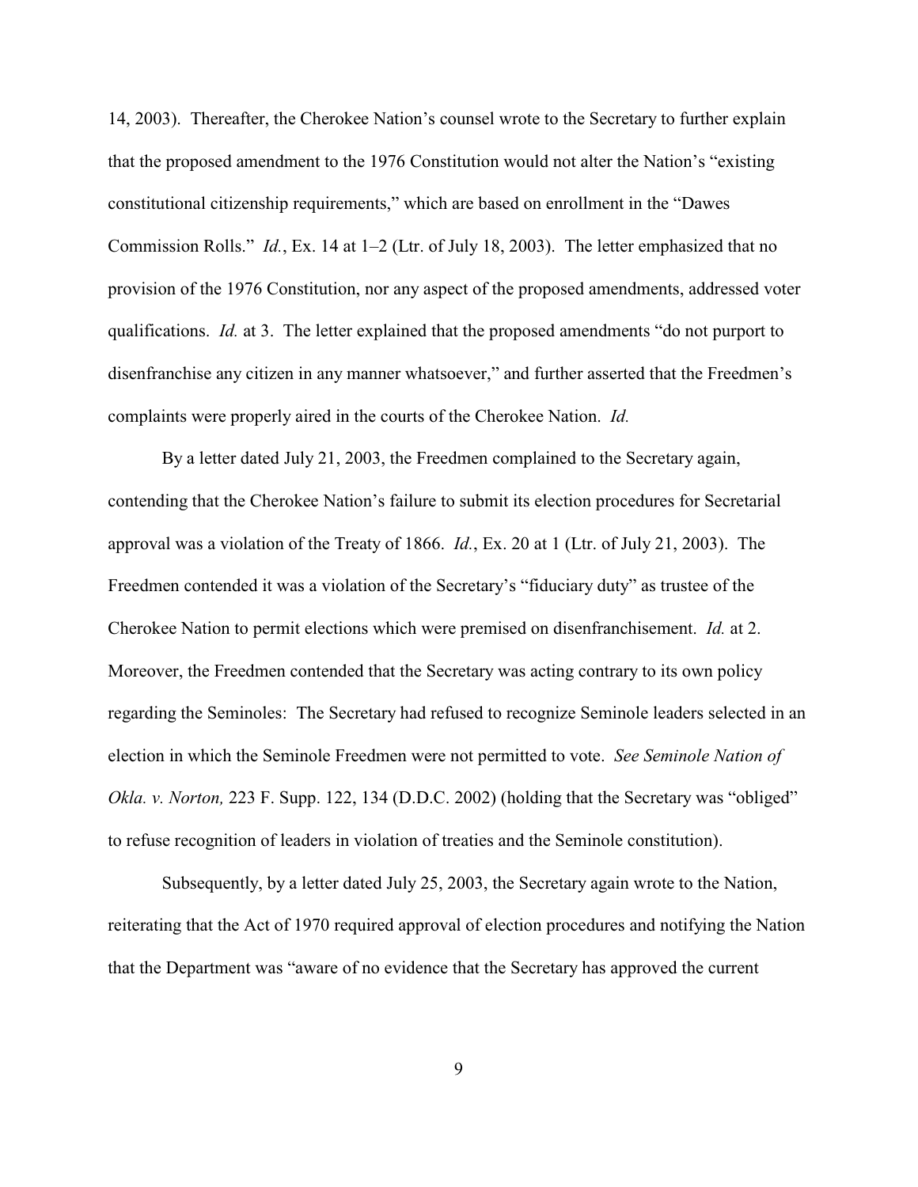14, 2003). Thereafter, the Cherokee Nation's counsel wrote to the Secretary to further explain that the proposed amendment to the 1976 Constitution would not alter the Nation's "existing constitutional citizenship requirements," which are based on enrollment in the "Dawes Commission Rolls." *Id.*, Ex. 14 at 1–2 (Ltr. of July 18, 2003). The letter emphasized that no provision of the 1976 Constitution, nor any aspect of the proposed amendments, addressed voter qualifications. *Id.* at 3. The letter explained that the proposed amendments "do not purport to disenfranchise any citizen in any manner whatsoever," and further asserted that the Freedmen's complaints were properly aired in the courts of the Cherokee Nation. *Id.*

By a letter dated July 21, 2003, the Freedmen complained to the Secretary again, contending that the Cherokee Nation's failure to submit its election procedures for Secretarial approval was a violation of the Treaty of 1866. *Id.*, Ex. 20 at 1 (Ltr. of July 21, 2003). The Freedmen contended it was a violation of the Secretary's "fiduciary duty" as trustee of the Cherokee Nation to permit elections which were premised on disenfranchisement. *Id.* at 2. Moreover, the Freedmen contended that the Secretary was acting contrary to its own policy regarding the Seminoles: The Secretary had refused to recognize Seminole leaders selected in an election in which the Seminole Freedmen were not permitted to vote. *See Seminole Nation of Okla. v. Norton,* 223 F. Supp. 122, 134 (D.D.C. 2002) (holding that the Secretary was "obliged" to refuse recognition of leaders in violation of treaties and the Seminole constitution).

Subsequently, by a letter dated July 25, 2003, the Secretary again wrote to the Nation, reiterating that the Act of 1970 required approval of election procedures and notifying the Nation that the Department was "aware of no evidence that the Secretary has approved the current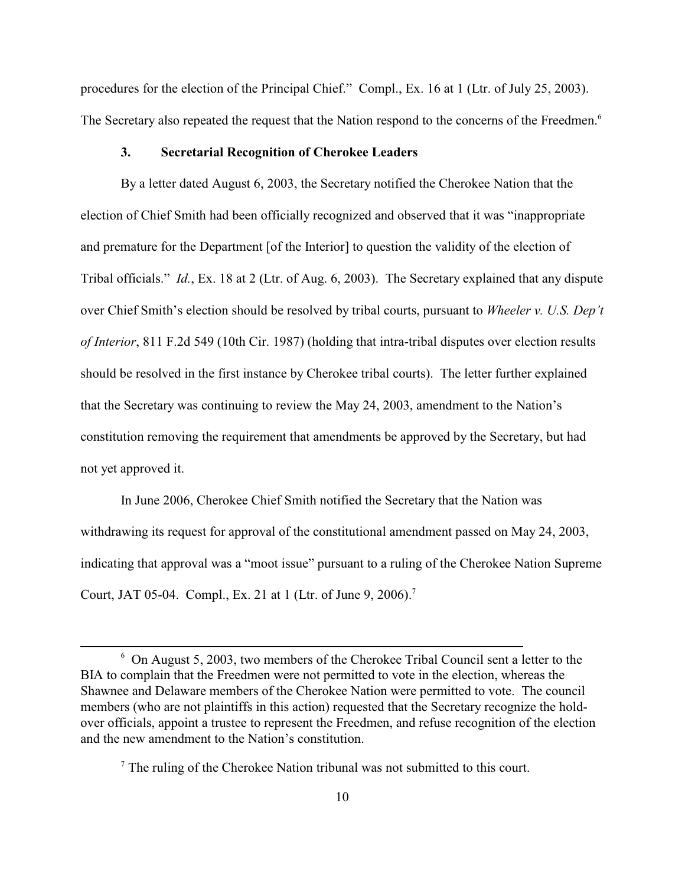procedures for the election of the Principal Chief." Compl., Ex. 16 at 1 (Ltr. of July 25, 2003). The Secretary also repeated the request that the Nation respond to the concerns of the Freedmen.[6]

### 3. Secretarial Recognition of Cherokee Leaders

By a letter dated August 6, 2003, the Secretary notified the Cherokee Nation that the election of Chief Smith had been officially recognized and observed that it was "inappropriate and premature for the Department [of the Interior] to question the validity of the election of Tribal officials." *Id.*, Ex. 18 at 2 (Ltr. of Aug. 6, 2003). The Secretary explained that any dispute over Chief Smith's election should be resolved by tribal courts, pursuant to *Wheeler v. U.S. Dep't of Interior*, 811 F.2d 549 (10th Cir. 1987) (holding that intra-tribal disputes over election results should be resolved in the first instance by Cherokee tribal courts). The letter further explained that the Secretary was continuing to review the May 24, 2003, amendment to the Nation's constitution removing the requirement that amendments be approved by the Secretary, but had not yet approved it.

In June 2006, Cherokee Chief Smith notified the Secretary that the Nation was withdrawing its request for approval of the constitutional amendment passed on May 24, 2003, indicating that approval was a "moot issue" pursuant to a ruling of the Cherokee Nation Supreme Court, JAT 05-04. Compl., Ex. 21 at 1 (Ltr. of June 9, 2006).[7]

---

[6] On August 5, 2003, two members of the Cherokee Tribal Council sent a letter to the BIA to complain that the Freedmen were not permitted to vote in the election, whereas the Shawnee and Delaware members of the Cherokee Nation were permitted to vote. The council members (who are not plaintiffs in this action) requested that the Secretary recognize the hold-over officials, appoint a trustee to represent the Freedmen, and refuse recognition of the election and the new amendment to the Nation's constitution.

[7] The ruling of the Cherokee Nation tribunal was not submitted to this court.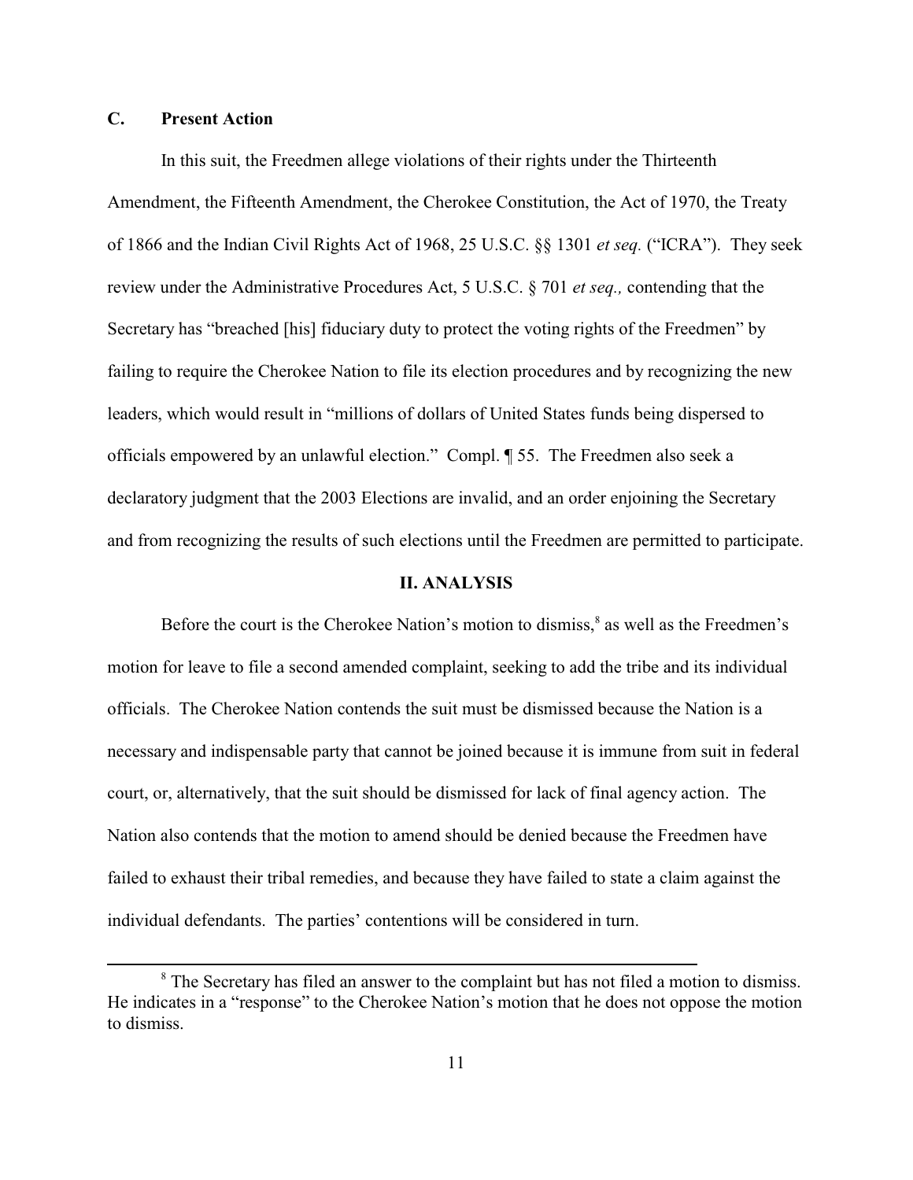### C. Present Action

In this suit, the Freedmen allege violations of their rights under the Thirteenth Amendment, the Fifteenth Amendment, the Cherokee Constitution, the Act of 1970, the Treaty of 1866 and the Indian Civil Rights Act of 1968, 25 U.S.C. §§ 1301 *et seq.* ("ICRA"). They seek review under the Administrative Procedures Act, 5 U.S.C. § 701 *et seq.,* contending that the Secretary has "breached [his] fiduciary duty to protect the voting rights of the Freedmen" by failing to require the Cherokee Nation to file its election procedures and by recognizing the new leaders, which would result in "millions of dollars of United States funds being dispersed to officials empowered by an unlawful election." Compl. ¶ 55. The Freedmen also seek a declaratory judgment that the 2003 Elections are invalid, and an order enjoining the Secretary and from recognizing the results of such elections until the Freedmen are permitted to participate.

## II. ANALYSIS

Before the court is the Cherokee Nation's motion to dismiss,[8] as well as the Freedmen's motion for leave to file a second amended complaint, seeking to add the tribe and its individual officials. The Cherokee Nation contends the suit must be dismissed because the Nation is a necessary and indispensable party that cannot be joined because it is immune from suit in federal court, or, alternatively, that the suit should be dismissed for lack of final agency action. The Nation also contends that the motion to amend should be denied because the Freedmen have failed to exhaust their tribal remedies, and because they have failed to state a claim against the individual defendants. The parties' contentions will be considered in turn.

---

[8] The Secretary has filed an answer to the complaint but has not filed a motion to dismiss. He indicates in a "response" to the Cherokee Nation's motion that he does not oppose the motion to dismiss.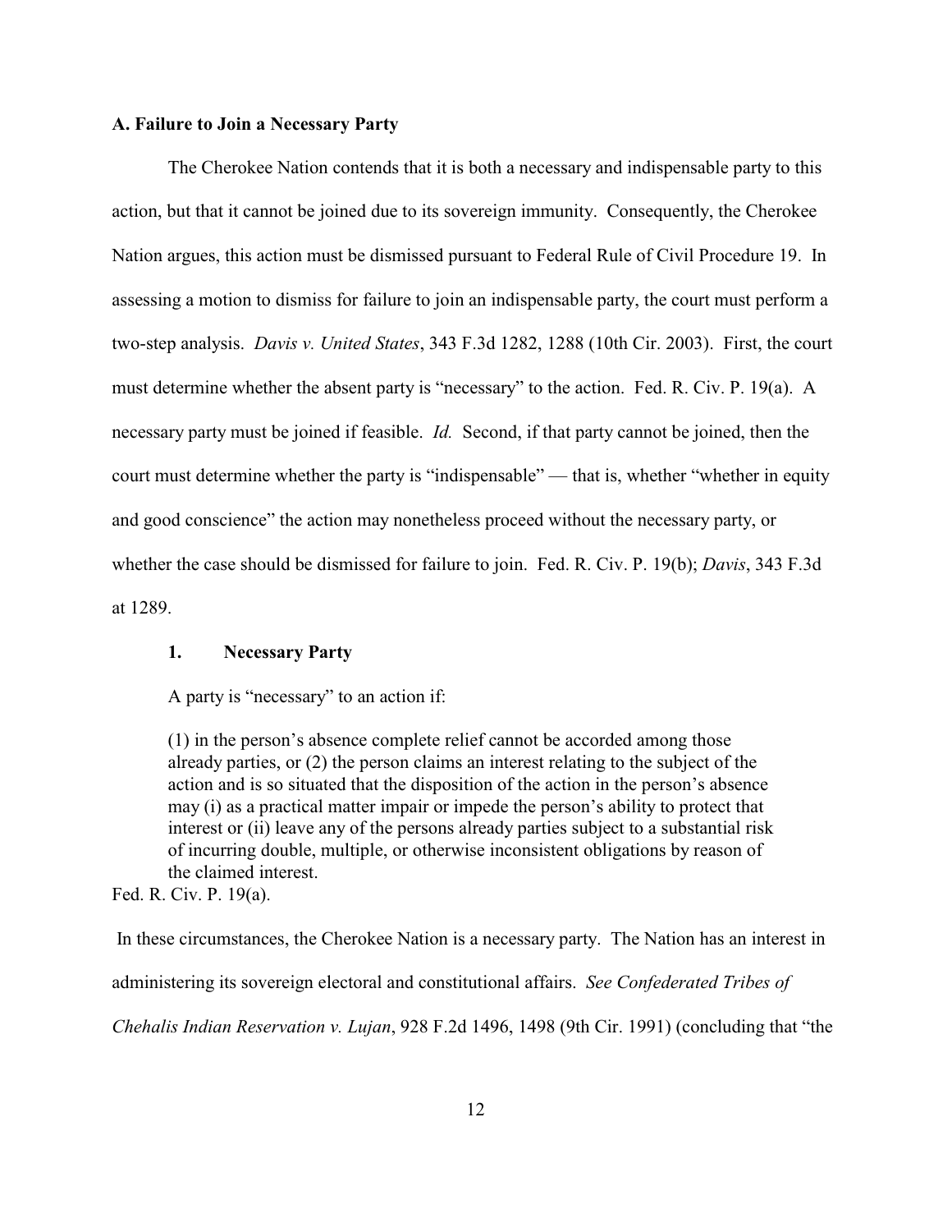### A. Failure to Join a Necessary Party

The Cherokee Nation contends that it is both a necessary and indispensable party to this action, but that it cannot be joined due to its sovereign immunity. Consequently, the Cherokee Nation argues, this action must be dismissed pursuant to Federal Rule of Civil Procedure 19. In assessing a motion to dismiss for failure to join an indispensable party, the court must perform a two-step analysis. *Davis v. United States*, 343 F.3d 1282, 1288 (10th Cir. 2003). First, the court must determine whether the absent party is "necessary" to the action. Fed. R. Civ. P. 19(a). A necessary party must be joined if feasible. *Id.* Second, if that party cannot be joined, then the court must determine whether the party is "indispensable" — that is, whether "whether in equity and good conscience" the action may nonetheless proceed without the necessary party, or whether the case should be dismissed for failure to join. Fed. R. Civ. P. 19(b); *Davis*, 343 F.3d at 1289.

#### 1. Necessary Party

A party is "necessary" to an action if:

> (1) in the person's absence complete relief cannot be accorded among those already parties, or (2) the person claims an interest relating to the subject of the action and is so situated that the disposition of the action in the person's absence may (i) as a practical matter impair or impede the person's ability to protect that interest or (ii) leave any of the persons already parties subject to a substantial risk of incurring double, multiple, or otherwise inconsistent obligations by reason of the claimed interest.

Fed. R. Civ. P. 19(a).

In these circumstances, the Cherokee Nation is a necessary party. The Nation has an interest in administering its sovereign electoral and constitutional affairs. *See Confederated Tribes of Chehalis Indian Reservation v. Lujan*, 928 F.2d 1496, 1498 (9th Cir. 1991) (concluding that "the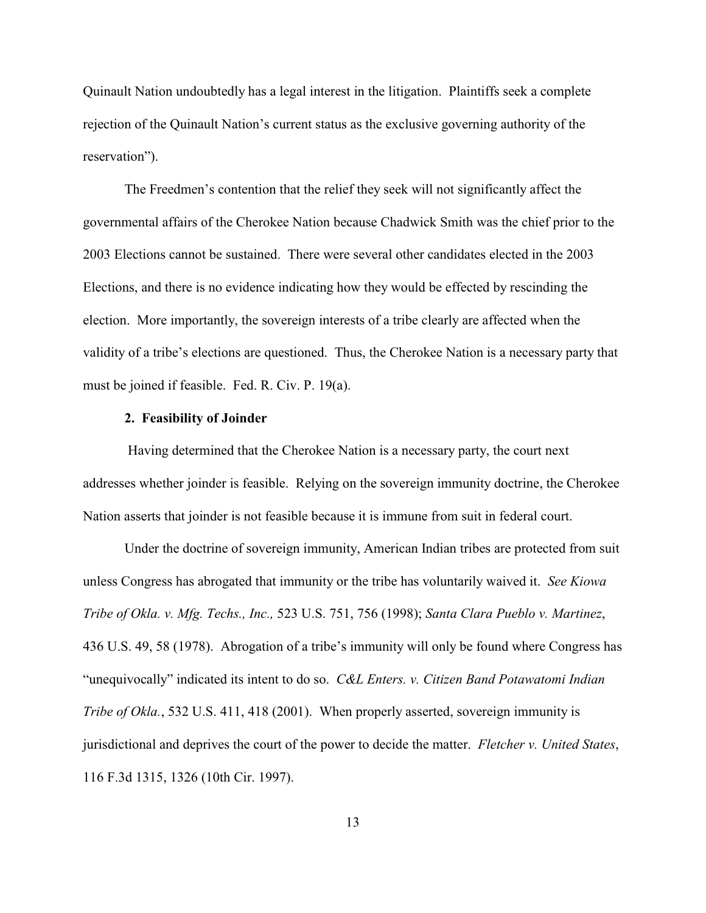Quinault Nation undoubtedly has a legal interest in the litigation. Plaintiffs seek a complete rejection of the Quinault Nation's current status as the exclusive governing authority of the reservation").

The Freedmen's contention that the relief they seek will not significantly affect the governmental affairs of the Cherokee Nation because Chadwick Smith was the chief prior to the 2003 Elections cannot be sustained. There were several other candidates elected in the 2003 Elections, and there is no evidence indicating how they would be effected by rescinding the election. More importantly, the sovereign interests of a tribe clearly are affected when the validity of a tribe's elections are questioned. Thus, the Cherokee Nation is a necessary party that must be joined if feasible. Fed. R. Civ. P. 19(a).

**2. Feasibility of Joinder**

Having determined that the Cherokee Nation is a necessary party, the court next addresses whether joinder is feasible. Relying on the sovereign immunity doctrine, the Cherokee Nation asserts that joinder is not feasible because it is immune from suit in federal court.

Under the doctrine of sovereign immunity, American Indian tribes are protected from suit unless Congress has abrogated that immunity or the tribe has voluntarily waived it. *See Kiowa Tribe of Okla. v. Mfg. Techs., Inc.,* 523 U.S. 751, 756 (1998); *Santa Clara Pueblo v. Martinez*, 436 U.S. 49, 58 (1978). Abrogation of a tribe's immunity will only be found where Congress has "unequivocally" indicated its intent to do so. *C&L Enters. v. Citizen Band Potawatomi Indian Tribe of Okla.*, 532 U.S. 411, 418 (2001). When properly asserted, sovereign immunity is jurisdictional and deprives the court of the power to decide the matter. *Fletcher v. United States*, 116 F.3d 1315, 1326 (10th Cir. 1997).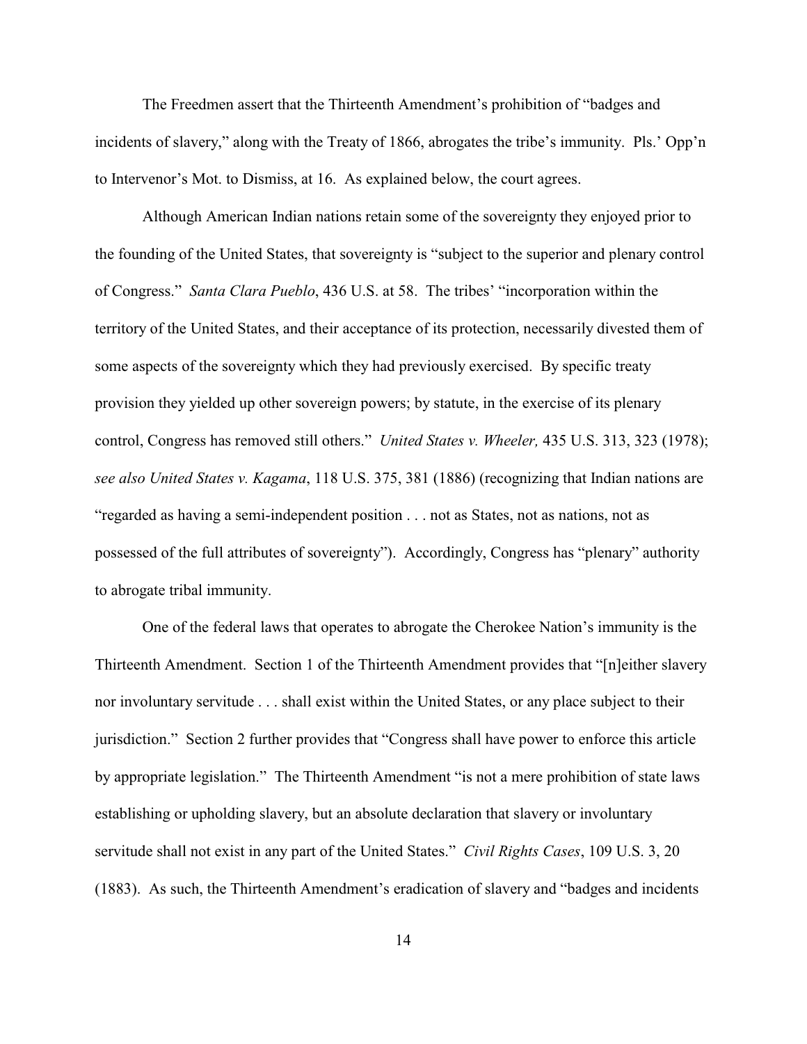The Freedmen assert that the Thirteenth Amendment's prohibition of "badges and incidents of slavery," along with the Treaty of 1866, abrogates the tribe's immunity. Pls.' Opp'n to Intervenor's Mot. to Dismiss, at 16. As explained below, the court agrees.

Although American Indian nations retain some of the sovereignty they enjoyed prior to the founding of the United States, that sovereignty is "subject to the superior and plenary control of Congress." *Santa Clara Pueblo*, 436 U.S. at 58. The tribes' "incorporation within the territory of the United States, and their acceptance of its protection, necessarily divested them of some aspects of the sovereignty which they had previously exercised. By specific treaty provision they yielded up other sovereign powers; by statute, in the exercise of its plenary control, Congress has removed still others." *United States v. Wheeler,* 435 U.S. 313, 323 (1978); *see also United States v. Kagama*, 118 U.S. 375, 381 (1886) (recognizing that Indian nations are "regarded as having a semi-independent position . . . not as States, not as nations, not as possessed of the full attributes of sovereignty"). Accordingly, Congress has "plenary" authority to abrogate tribal immunity.

One of the federal laws that operates to abrogate the Cherokee Nation's immunity is the Thirteenth Amendment. Section 1 of the Thirteenth Amendment provides that "[n]either slavery nor involuntary servitude . . . shall exist within the United States, or any place subject to their jurisdiction." Section 2 further provides that "Congress shall have power to enforce this article by appropriate legislation." The Thirteenth Amendment "is not a mere prohibition of state laws establishing or upholding slavery, but an absolute declaration that slavery or involuntary servitude shall not exist in any part of the United States." *Civil Rights Cases*, 109 U.S. 3, 20 (1883). As such, the Thirteenth Amendment's eradication of slavery and "badges and incidents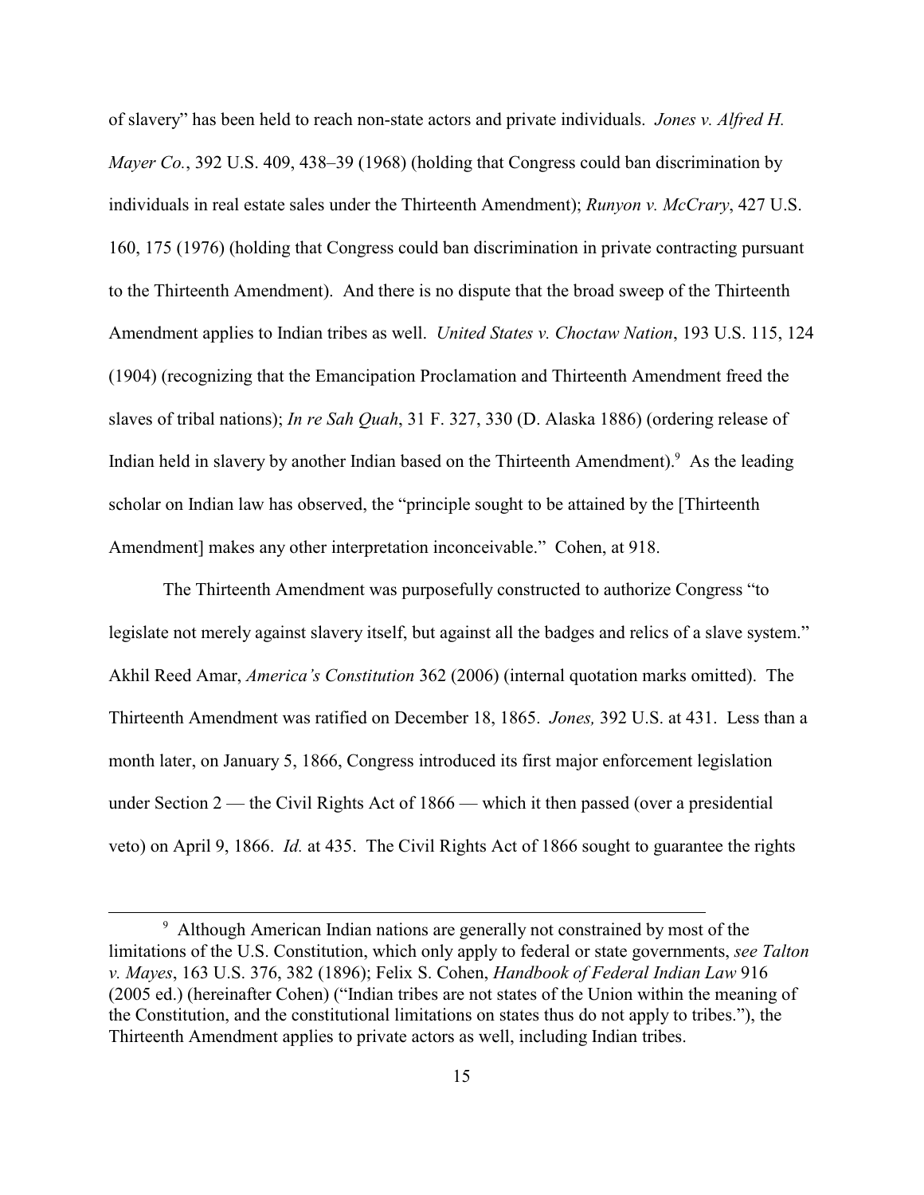of slavery" has been held to reach non-state actors and private individuals. *Jones v. Alfred H. Mayer Co.*, 392 U.S. 409, 438–39 (1968) (holding that Congress could ban discrimination by individuals in real estate sales under the Thirteenth Amendment); *Runyon v. McCrary*, 427 U.S. 160, 175 (1976) (holding that Congress could ban discrimination in private contracting pursuant to the Thirteenth Amendment). And there is no dispute that the broad sweep of the Thirteenth Amendment applies to Indian tribes as well. *United States v. Choctaw Nation*, 193 U.S. 115, 124 (1904) (recognizing that the Emancipation Proclamation and Thirteenth Amendment freed the slaves of tribal nations); *In re Sah Quah*, 31 F. 327, 330 (D. Alaska 1886) (ordering release of Indian held in slavery by another Indian based on the Thirteenth Amendment).[9] As the leading scholar on Indian law has observed, the "principle sought to be attained by the [Thirteenth Amendment] makes any other interpretation inconceivable." Cohen, at 918.

The Thirteenth Amendment was purposefully constructed to authorize Congress "to legislate not merely against slavery itself, but against all the badges and relics of a slave system." Akhil Reed Amar, *America's Constitution* 362 (2006) (internal quotation marks omitted). The Thirteenth Amendment was ratified on December 18, 1865. *Jones,* 392 U.S. at 431. Less than a month later, on January 5, 1866, Congress introduced its first major enforcement legislation under Section 2 — the Civil Rights Act of 1866 — which it then passed (over a presidential veto) on April 9, 1866. *Id.* at 435. The Civil Rights Act of 1866 sought to guarantee the rights

---

[9] Although American Indian nations are generally not constrained by most of the limitations of the U.S. Constitution, which only apply to federal or state governments, *see Talton v. Mayes*, 163 U.S. 376, 382 (1896); Felix S. Cohen, *Handbook of Federal Indian Law* 916 (2005 ed.) (hereinafter Cohen) ("Indian tribes are not states of the Union within the meaning of the Constitution, and the constitutional limitations on states thus do not apply to tribes."), the Thirteenth Amendment applies to private actors as well, including Indian tribes.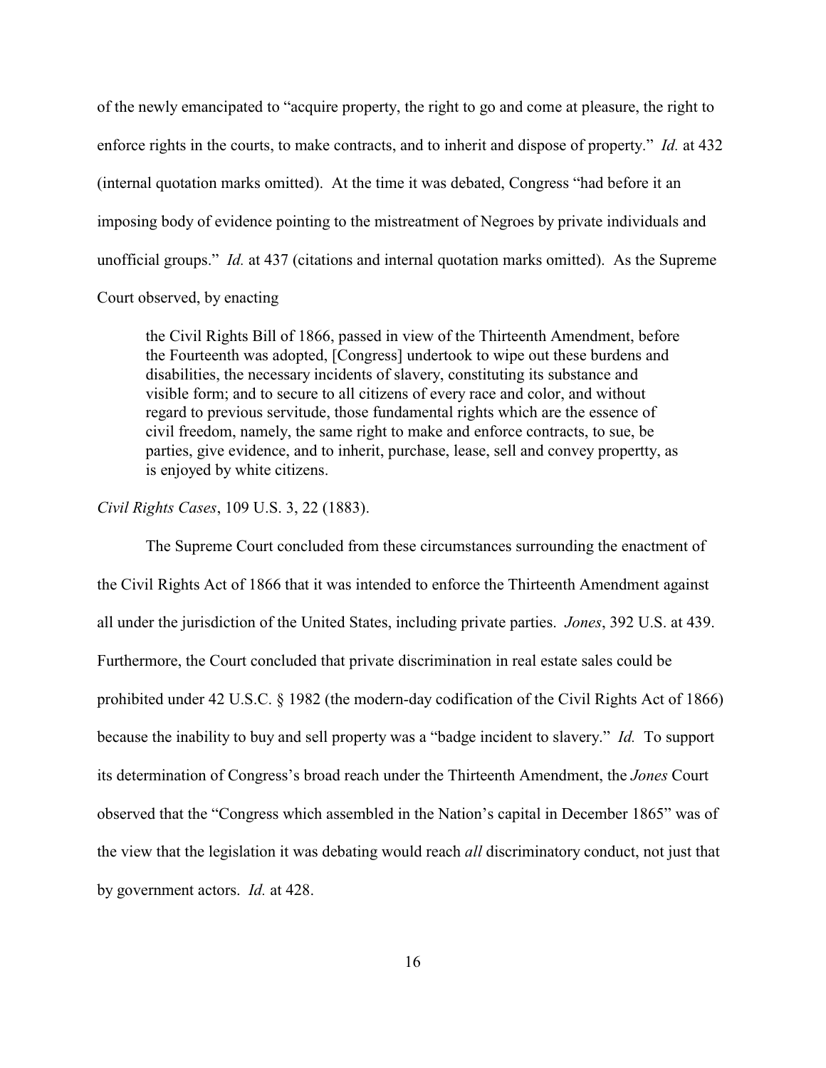of the newly emancipated to "acquire property, the right to go and come at pleasure, the right to enforce rights in the courts, to make contracts, and to inherit and dispose of property." *Id.* at 432 (internal quotation marks omitted). At the time it was debated, Congress "had before it an imposing body of evidence pointing to the mistreatment of Negroes by private individuals and unofficial groups." *Id.* at 437 (citations and internal quotation marks omitted). As the Supreme Court observed, by enacting

> the Civil Rights Bill of 1866, passed in view of the Thirteenth Amendment, before the Fourteenth was adopted, [Congress] undertook to wipe out these burdens and disabilities, the necessary incidents of slavery, constituting its substance and visible form; and to secure to all citizens of every race and color, and without regard to previous servitude, those fundamental rights which are the essence of civil freedom, namely, the same right to make and enforce contracts, to sue, be parties, give evidence, and to inherit, purchase, lease, sell and convey propertty, as is enjoyed by white citizens.

*Civil Rights Cases*, 109 U.S. 3, 22 (1883).

The Supreme Court concluded from these circumstances surrounding the enactment of the Civil Rights Act of 1866 that it was intended to enforce the Thirteenth Amendment against all under the jurisdiction of the United States, including private parties. *Jones*, 392 U.S. at 439. Furthermore, the Court concluded that private discrimination in real estate sales could be prohibited under 42 U.S.C. § 1982 (the modern-day codification of the Civil Rights Act of 1866) because the inability to buy and sell property was a "badge incident to slavery." *Id.* To support its determination of Congress's broad reach under the Thirteenth Amendment, the *Jones* Court observed that the "Congress which assembled in the Nation's capital in December 1865" was of the view that the legislation it was debating would reach *all* discriminatory conduct, not just that by government actors. *Id.* at 428.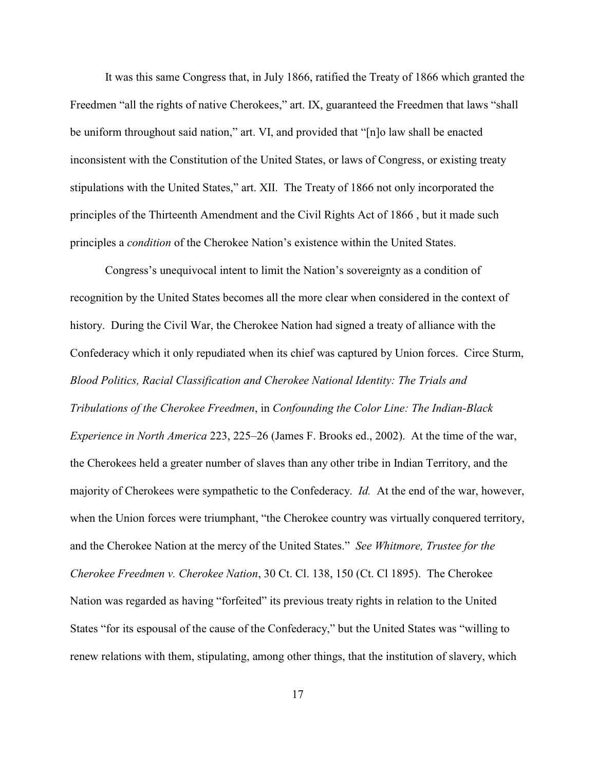It was this same Congress that, in July 1866, ratified the Treaty of 1866 which granted the Freedmen "all the rights of native Cherokees," art. IX, guaranteed the Freedmen that laws "shall be uniform throughout said nation," art. VI, and provided that "[n]o law shall be enacted inconsistent with the Constitution of the United States, or laws of Congress, or existing treaty stipulations with the United States," art. XII. The Treaty of 1866 not only incorporated the principles of the Thirteenth Amendment and the Civil Rights Act of 1866 , but it made such principles a *condition* of the Cherokee Nation's existence within the United States.

Congress's unequivocal intent to limit the Nation's sovereignty as a condition of recognition by the United States becomes all the more clear when considered in the context of history. During the Civil War, the Cherokee Nation had signed a treaty of alliance with the Confederacy which it only repudiated when its chief was captured by Union forces. Circe Sturm, *Blood Politics, Racial Classification and Cherokee National Identity: The Trials and Tribulations of the Cherokee Freedmen*, in *Confounding the Color Line: The Indian-Black Experience in North America* 223, 225–26 (James F. Brooks ed., 2002). At the time of the war, the Cherokees held a greater number of slaves than any other tribe in Indian Territory, and the majority of Cherokees were sympathetic to the Confederacy. *Id.* At the end of the war, however, when the Union forces were triumphant, "the Cherokee country was virtually conquered territory, and the Cherokee Nation at the mercy of the United States." *See Whitmore, Trustee for the Cherokee Freedmen v. Cherokee Nation*, 30 Ct. Cl. 138, 150 (Ct. Cl 1895). The Cherokee Nation was regarded as having "forfeited" its previous treaty rights in relation to the United States "for its espousal of the cause of the Confederacy," but the United States was "willing to renew relations with them, stipulating, among other things, that the institution of slavery, which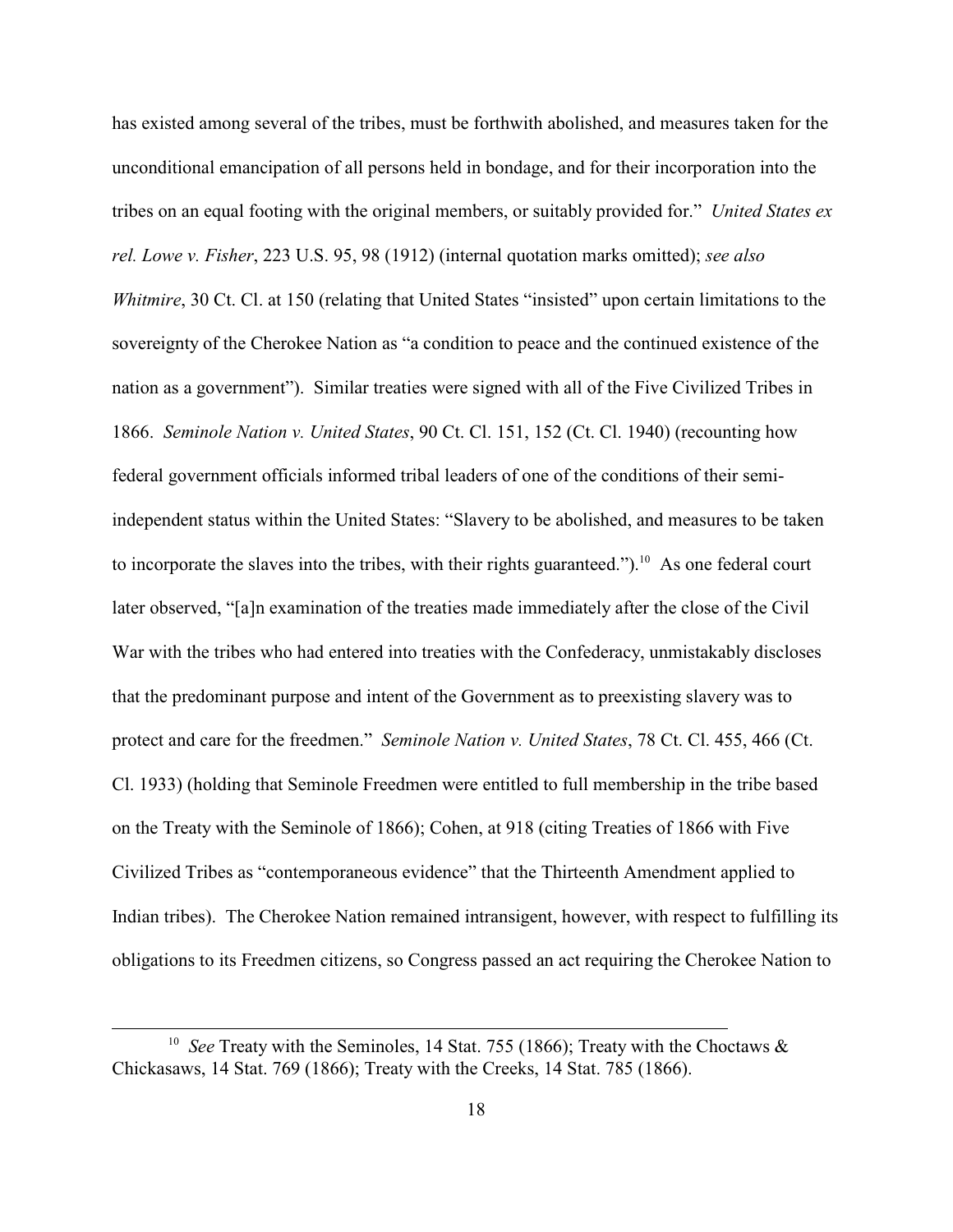has existed among several of the tribes, must be forthwith abolished, and measures taken for the unconditional emancipation of all persons held in bondage, and for their incorporation into the tribes on an equal footing with the original members, or suitably provided for." *United States ex rel. Lowe v. Fisher*, 223 U.S. 95, 98 (1912) (internal quotation marks omitted); *see also Whitmire*, 30 Ct. Cl. at 150 (relating that United States "insisted" upon certain limitations to the sovereignty of the Cherokee Nation as "a condition to peace and the continued existence of the nation as a government"). Similar treaties were signed with all of the Five Civilized Tribes in 1866. *Seminole Nation v. United States*, 90 Ct. Cl. 151, 152 (Ct. Cl. 1940) (recounting how federal government officials informed tribal leaders of one of the conditions of their semi-independent status within the United States: "Slavery to be abolished, and measures to be taken to incorporate the slaves into the tribes, with their rights guaranteed.").[10] As one federal court later observed, "[a]n examination of the treaties made immediately after the close of the Civil War with the tribes who had entered into treaties with the Confederacy, unmistakably discloses that the predominant purpose and intent of the Government as to preexisting slavery was to protect and care for the freedmen." *Seminole Nation v. United States*, 78 Ct. Cl. 455, 466 (Ct. Cl. 1933) (holding that Seminole Freedmen were entitled to full membership in the tribe based on the Treaty with the Seminole of 1866); Cohen, at 918 (citing Treaties of 1866 with Five Civilized Tribes as "contemporaneous evidence" that the Thirteenth Amendment applied to Indian tribes). The Cherokee Nation remained intransigent, however, with respect to fulfilling its obligations to its Freedmen citizens, so Congress passed an act requiring the Cherokee Nation to

---

[10] *See* Treaty with the Seminoles, 14 Stat. 755 (1866); Treaty with the Choctaws & Chickasaws, 14 Stat. 769 (1866); Treaty with the Creeks, 14 Stat. 785 (1866).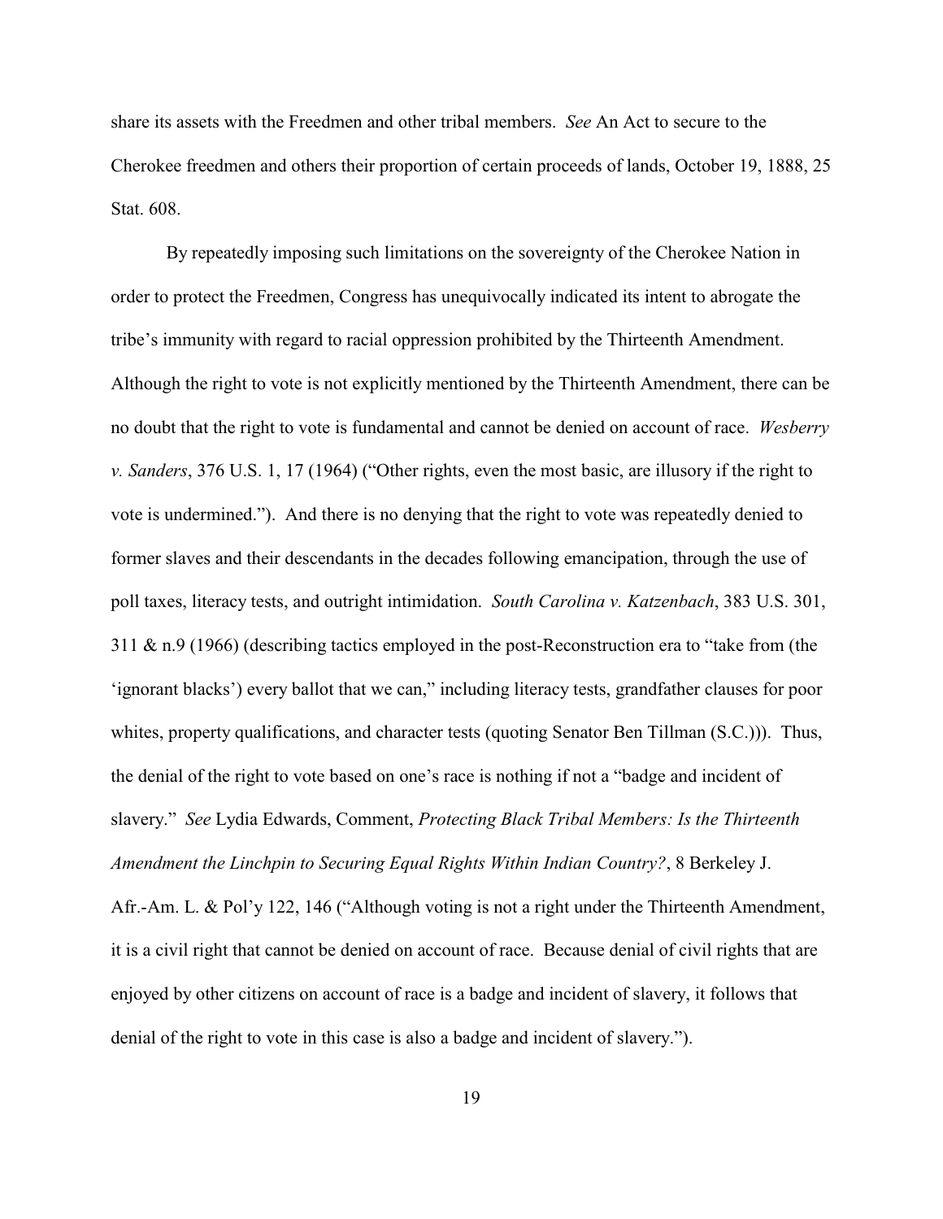share its assets with the Freedmen and other tribal members. *See* An Act to secure to the Cherokee freedmen and others their proportion of certain proceeds of lands, October 19, 1888, 25 Stat. 608.

By repeatedly imposing such limitations on the sovereignty of the Cherokee Nation in order to protect the Freedmen, Congress has unequivocally indicated its intent to abrogate the tribe's immunity with regard to racial oppression prohibited by the Thirteenth Amendment. Although the right to vote is not explicitly mentioned by the Thirteenth Amendment, there can be no doubt that the right to vote is fundamental and cannot be denied on account of race. *Wesberry v. Sanders*, 376 U.S. 1, 17 (1964) ("Other rights, even the most basic, are illusory if the right to vote is undermined."). And there is no denying that the right to vote was repeatedly denied to former slaves and their descendants in the decades following emancipation, through the use of poll taxes, literacy tests, and outright intimidation. *South Carolina v. Katzenbach*, 383 U.S. 301, 311 & n.9 (1966) (describing tactics employed in the post-Reconstruction era to "take from (the 'ignorant blacks') every ballot that we can," including literacy tests, grandfather clauses for poor whites, property qualifications, and character tests (quoting Senator Ben Tillman (S.C.))). Thus, the denial of the right to vote based on one's race is nothing if not a "badge and incident of slavery." *See* Lydia Edwards, Comment, *Protecting Black Tribal Members: Is the Thirteenth Amendment the Linchpin to Securing Equal Rights Within Indian Country?*, 8 Berkeley J. Afr.-Am. L. & Pol'y 122, 146 ("Although voting is not a right under the Thirteenth Amendment, it is a civil right that cannot be denied on account of race. Because denial of civil rights that are enjoyed by other citizens on account of race is a badge and incident of slavery, it follows that denial of the right to vote in this case is also a badge and incident of slavery.").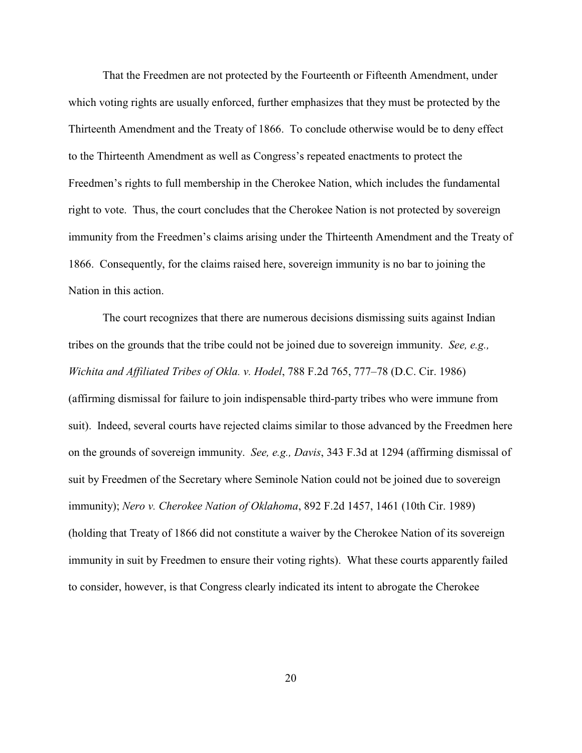That the Freedmen are not protected by the Fourteenth or Fifteenth Amendment, under which voting rights are usually enforced, further emphasizes that they must be protected by the Thirteenth Amendment and the Treaty of 1866. To conclude otherwise would be to deny effect to the Thirteenth Amendment as well as Congress's repeated enactments to protect the Freedmen's rights to full membership in the Cherokee Nation, which includes the fundamental right to vote. Thus, the court concludes that the Cherokee Nation is not protected by sovereign immunity from the Freedmen's claims arising under the Thirteenth Amendment and the Treaty of 1866. Consequently, for the claims raised here, sovereign immunity is no bar to joining the Nation in this action.

The court recognizes that there are numerous decisions dismissing suits against Indian tribes on the grounds that the tribe could not be joined due to sovereign immunity. *See, e.g., Wichita and Affiliated Tribes of Okla. v. Hodel*, 788 F.2d 765, 777–78 (D.C. Cir. 1986) (affirming dismissal for failure to join indispensable third-party tribes who were immune from suit). Indeed, several courts have rejected claims similar to those advanced by the Freedmen here on the grounds of sovereign immunity. *See, e.g., Davis*, 343 F.3d at 1294 (affirming dismissal of suit by Freedmen of the Secretary where Seminole Nation could not be joined due to sovereign immunity); *Nero v. Cherokee Nation of Oklahoma*, 892 F.2d 1457, 1461 (10th Cir. 1989) (holding that Treaty of 1866 did not constitute a waiver by the Cherokee Nation of its sovereign immunity in suit by Freedmen to ensure their voting rights). What these courts apparently failed to consider, however, is that Congress clearly indicated its intent to abrogate the Cherokee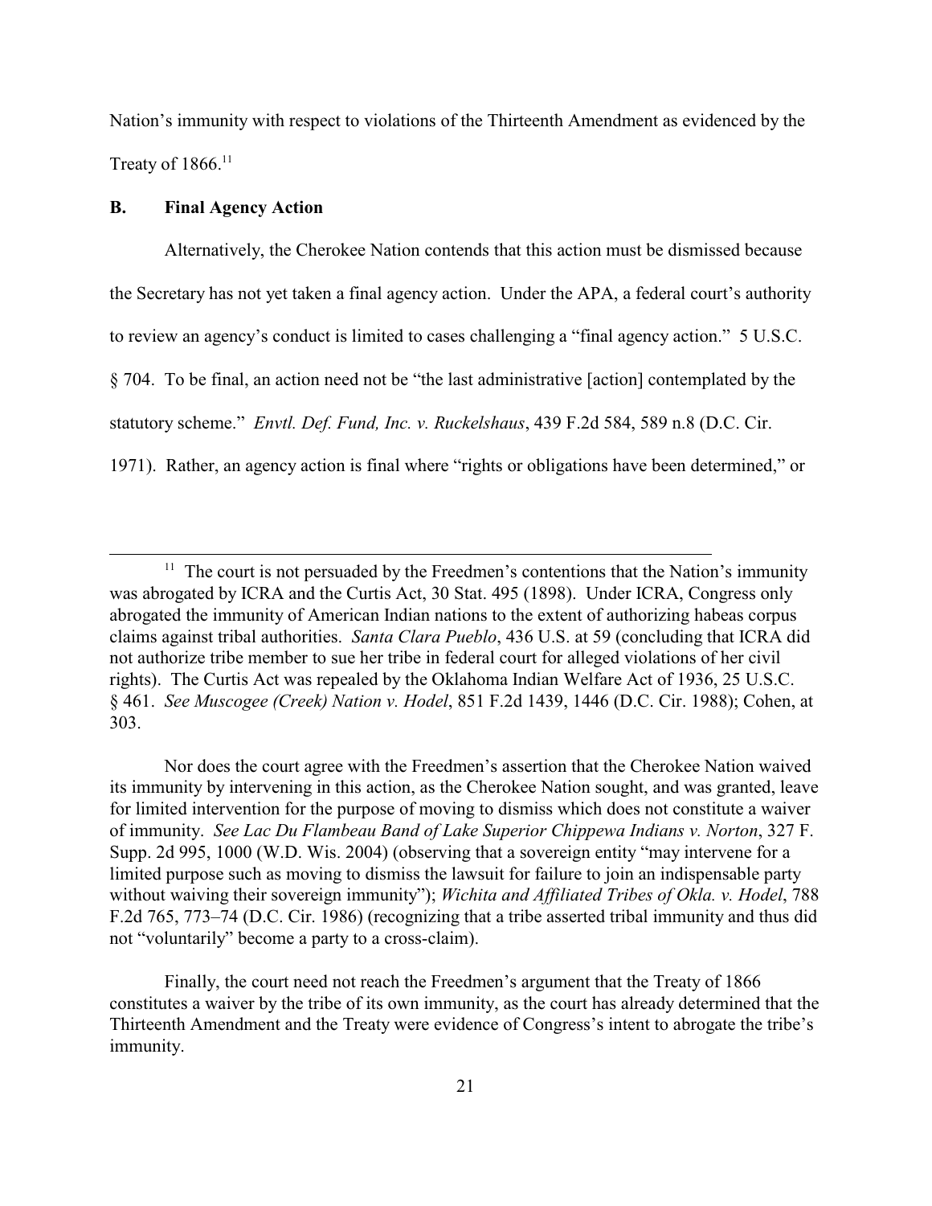Nation's immunity with respect to violations of the Thirteenth Amendment as evidenced by the Treaty of 1866.[11]

### B. Final Agency Action

Alternatively, the Cherokee Nation contends that this action must be dismissed because the Secretary has not yet taken a final agency action. Under the APA, a federal court's authority to review an agency's conduct is limited to cases challenging a "final agency action." 5 U.S.C. § 704. To be final, an action need not be "the last administrative [action] contemplated by the statutory scheme." *Envtl. Def. Fund, Inc. v. Ruckelshaus*, 439 F.2d 584, 589 n.8 (D.C. Cir. 1971). Rather, an agency action is final where "rights or obligations have been determined," or

---

[11] The court is not persuaded by the Freedmen's contentions that the Nation's immunity was abrogated by ICRA and the Curtis Act, 30 Stat. 495 (1898). Under ICRA, Congress only abrogated the immunity of American Indian nations to the extent of authorizing habeas corpus claims against tribal authorities. *Santa Clara Pueblo*, 436 U.S. at 59 (concluding that ICRA did not authorize tribe member to sue her tribe in federal court for alleged violations of her civil rights). The Curtis Act was repealed by the Oklahoma Indian Welfare Act of 1936, 25 U.S.C. § 461. *See Muscogee (Creek) Nation v. Hodel*, 851 F.2d 1439, 1446 (D.C. Cir. 1988); Cohen, at 303.

Nor does the court agree with the Freedmen's assertion that the Cherokee Nation waived its immunity by intervening in this action, as the Cherokee Nation sought, and was granted, leave for limited intervention for the purpose of moving to dismiss which does not constitute a waiver of immunity. *See Lac Du Flambeau Band of Lake Superior Chippewa Indians v. Norton*, 327 F. Supp. 2d 995, 1000 (W.D. Wis. 2004) (observing that a sovereign entity "may intervene for a limited purpose such as moving to dismiss the lawsuit for failure to join an indispensable party without waiving their sovereign immunity"); *Wichita and Affiliated Tribes of Okla. v. Hodel*, 788 F.2d 765, 773–74 (D.C. Cir. 1986) (recognizing that a tribe asserted tribal immunity and thus did not "voluntarily" become a party to a cross-claim).

Finally, the court need not reach the Freedmen's argument that the Treaty of 1866 constitutes a waiver by the tribe of its own immunity, as the court has already determined that the Thirteenth Amendment and the Treaty were evidence of Congress's intent to abrogate the tribe's immunity.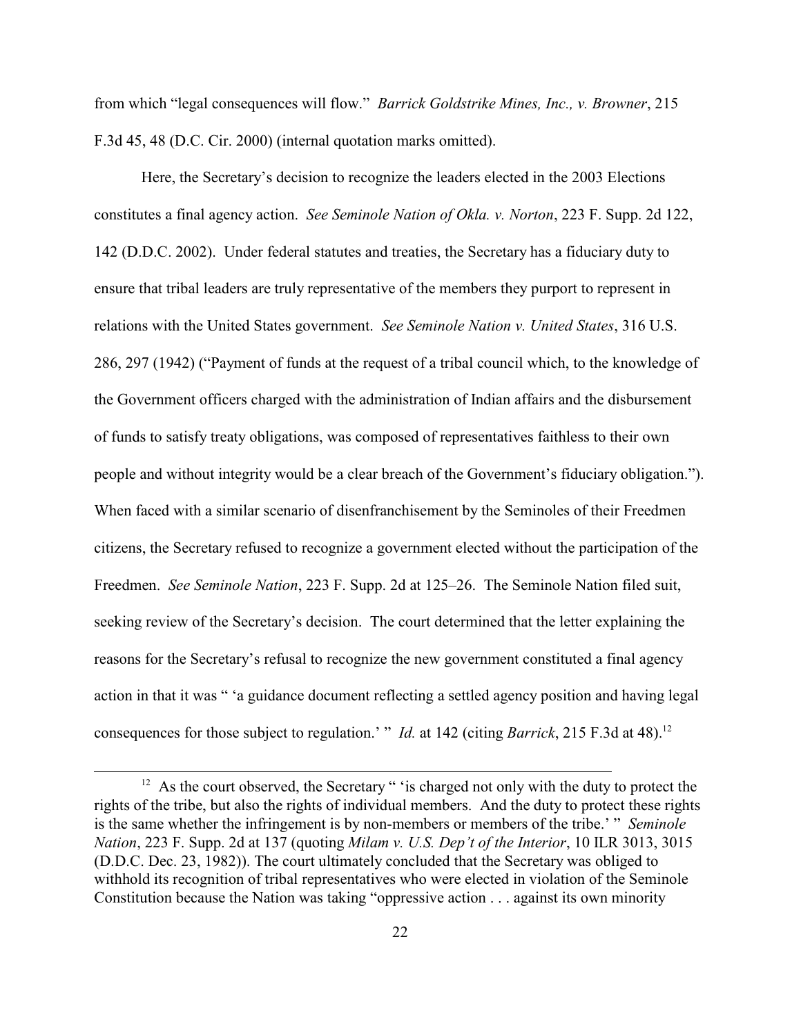from which "legal consequences will flow." *Barrick Goldstrike Mines, Inc., v. Browner*, 215 F.3d 45, 48 (D.C. Cir. 2000) (internal quotation marks omitted).

Here, the Secretary's decision to recognize the leaders elected in the 2003 Elections constitutes a final agency action. *See Seminole Nation of Okla. v. Norton*, 223 F. Supp. 2d 122, 142 (D.D.C. 2002). Under federal statutes and treaties, the Secretary has a fiduciary duty to ensure that tribal leaders are truly representative of the members they purport to represent in relations with the United States government. *See Seminole Nation v. United States*, 316 U.S. 286, 297 (1942) ("Payment of funds at the request of a tribal council which, to the knowledge of the Government officers charged with the administration of Indian affairs and the disbursement of funds to satisfy treaty obligations, was composed of representatives faithless to their own people and without integrity would be a clear breach of the Government's fiduciary obligation."). When faced with a similar scenario of disenfranchisement by the Seminoles of their Freedmen citizens, the Secretary refused to recognize a government elected without the participation of the Freedmen. *See Seminole Nation*, 223 F. Supp. 2d at 125–26. The Seminole Nation filed suit, seeking review of the Secretary's decision. The court determined that the letter explaining the reasons for the Secretary's refusal to recognize the new government constituted a final agency action in that it was " 'a guidance document reflecting a settled agency position and having legal consequences for those subject to regulation.' " *Id.* at 142 (citing *Barrick*, 215 F.3d at 48).[12]

---

[12] As the court observed, the Secretary " 'is charged not only with the duty to protect the rights of the tribe, but also the rights of individual members. And the duty to protect these rights is the same whether the infringement is by non-members or members of the tribe.' " *Seminole Nation*, 223 F. Supp. 2d at 137 (quoting *Milam v. U.S. Dep't of the Interior*, 10 ILR 3013, 3015 (D.D.C. Dec. 23, 1982)). The court ultimately concluded that the Secretary was obliged to withhold its recognition of tribal representatives who were elected in violation of the Seminole Constitution because the Nation was taking "oppressive action . . . against its own minority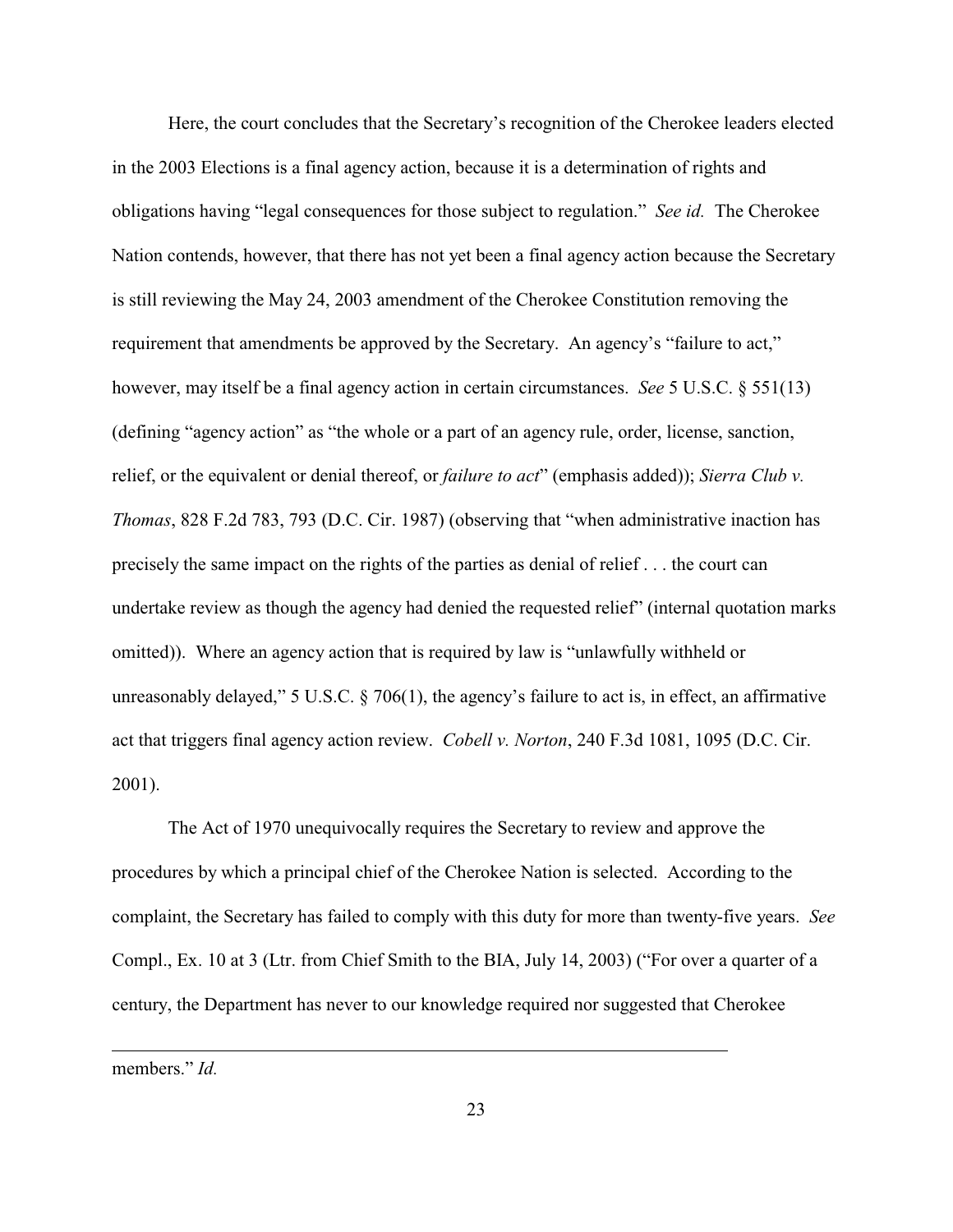Here, the court concludes that the Secretary's recognition of the Cherokee leaders elected in the 2003 Elections is a final agency action, because it is a determination of rights and obligations having "legal consequences for those subject to regulation." *See id.* The Cherokee Nation contends, however, that there has not yet been a final agency action because the Secretary is still reviewing the May 24, 2003 amendment of the Cherokee Constitution removing the requirement that amendments be approved by the Secretary. An agency's "failure to act," however, may itself be a final agency action in certain circumstances. *See* 5 U.S.C. § 551(13) (defining "agency action" as "the whole or a part of an agency rule, order, license, sanction, relief, or the equivalent or denial thereof, or *failure to act*" (emphasis added)); *Sierra Club v. Thomas*, 828 F.2d 783, 793 (D.C. Cir. 1987) (observing that "when administrative inaction has precisely the same impact on the rights of the parties as denial of relief . . . the court can undertake review as though the agency had denied the requested relief" (internal quotation marks omitted)). Where an agency action that is required by law is "unlawfully withheld or unreasonably delayed," 5 U.S.C. § 706(1), the agency's failure to act is, in effect, an affirmative act that triggers final agency action review. *Cobell v. Norton*, 240 F.3d 1081, 1095 (D.C. Cir. 2001).

The Act of 1970 unequivocally requires the Secretary to review and approve the procedures by which a principal chief of the Cherokee Nation is selected. According to the complaint, the Secretary has failed to comply with this duty for more than twenty-five years. *See* Compl., Ex. 10 at 3 (Ltr. from Chief Smith to the BIA, July 14, 2003) ("For over a quarter of a century, the Department has never to our knowledge required nor suggested that Cherokee

---

members." *Id.*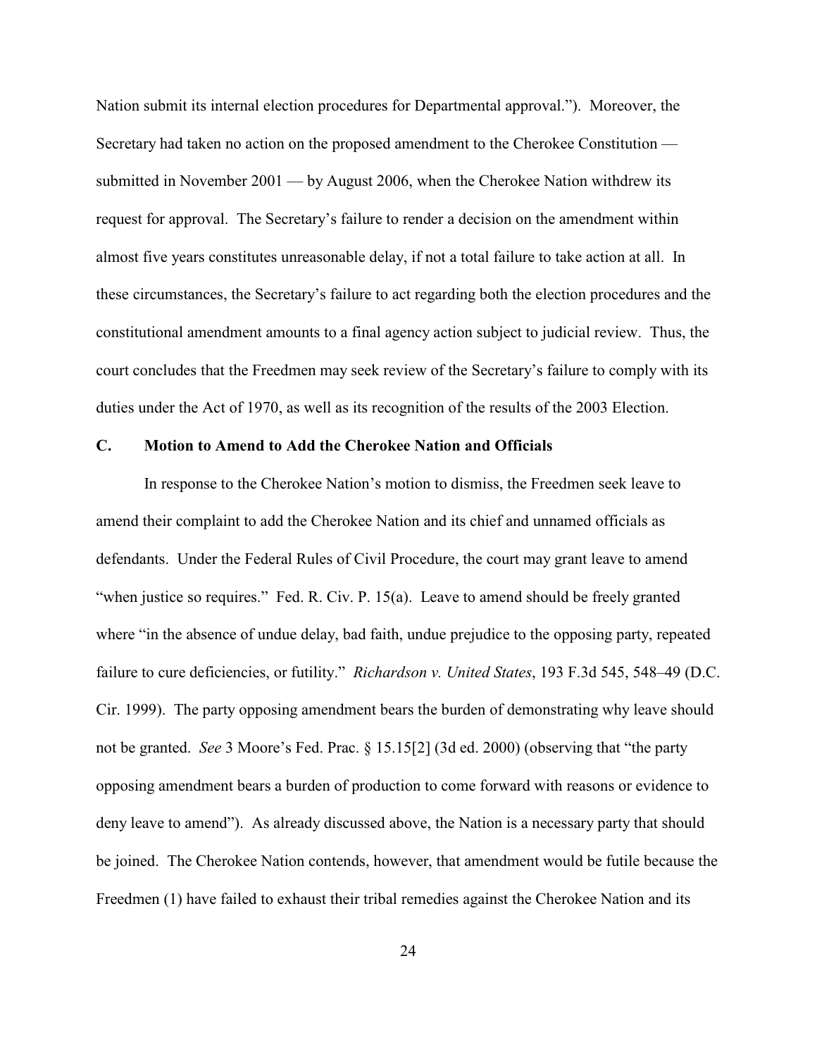Nation submit its internal election procedures for Departmental approval."). Moreover, the Secretary had taken no action on the proposed amendment to the Cherokee Constitution — submitted in November 2001 — by August 2006, when the Cherokee Nation withdrew its request for approval. The Secretary's failure to render a decision on the amendment within almost five years constitutes unreasonable delay, if not a total failure to take action at all. In these circumstances, the Secretary's failure to act regarding both the election procedures and the constitutional amendment amounts to a final agency action subject to judicial review. Thus, the court concludes that the Freedmen may seek review of the Secretary's failure to comply with its duties under the Act of 1970, as well as its recognition of the results of the 2003 Election.

### C. Motion to Amend to Add the Cherokee Nation and Officials

In response to the Cherokee Nation's motion to dismiss, the Freedmen seek leave to amend their complaint to add the Cherokee Nation and its chief and unnamed officials as defendants. Under the Federal Rules of Civil Procedure, the court may grant leave to amend "when justice so requires." Fed. R. Civ. P. 15(a). Leave to amend should be freely granted where "in the absence of undue delay, bad faith, undue prejudice to the opposing party, repeated failure to cure deficiencies, or futility." *Richardson v. United States*, 193 F.3d 545, 548–49 (D.C. Cir. 1999). The party opposing amendment bears the burden of demonstrating why leave should not be granted. *See* 3 Moore's Fed. Prac. § 15.15[2] (3d ed. 2000) (observing that "the party opposing amendment bears a burden of production to come forward with reasons or evidence to deny leave to amend"). As already discussed above, the Nation is a necessary party that should be joined. The Cherokee Nation contends, however, that amendment would be futile because the Freedmen (1) have failed to exhaust their tribal remedies against the Cherokee Nation and its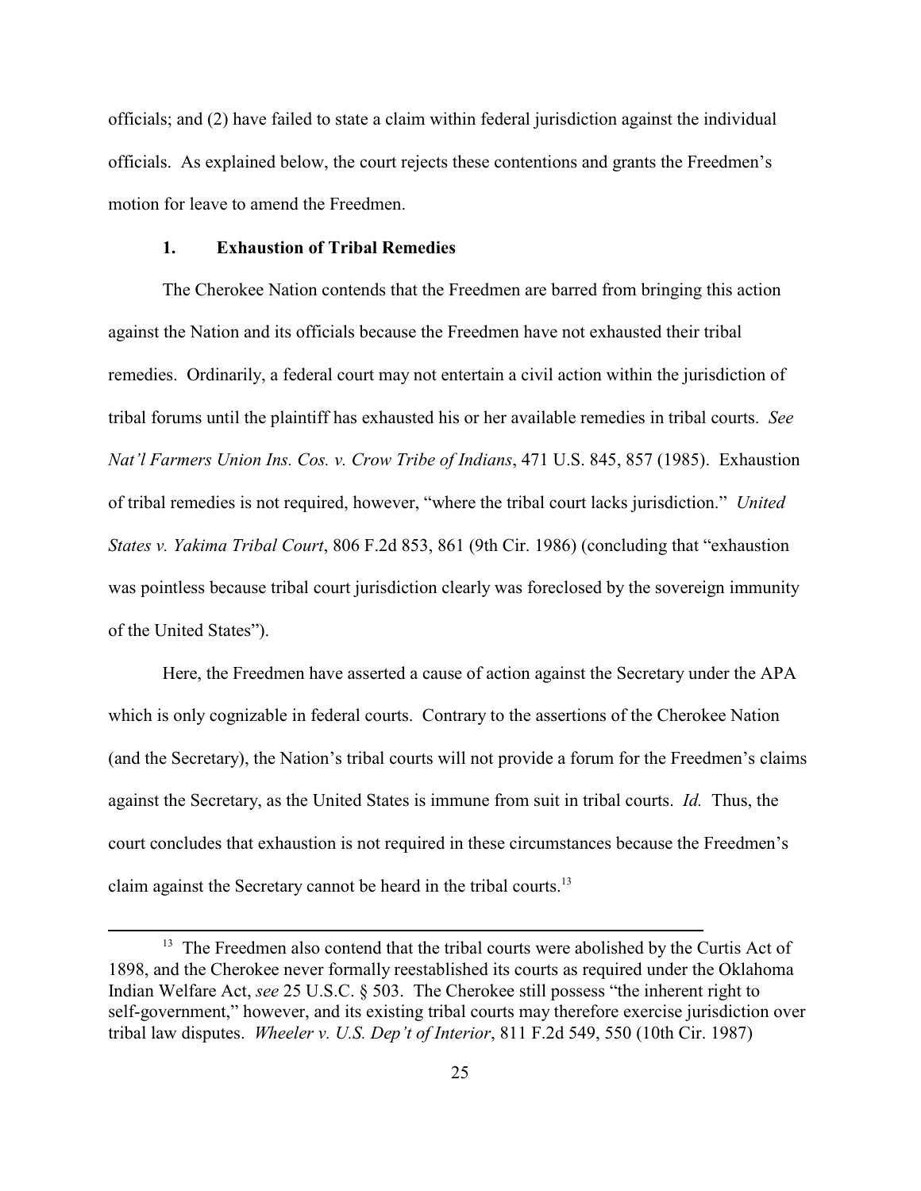officials; and (2) have failed to state a claim within federal jurisdiction against the individual officials. As explained below, the court rejects these contentions and grants the Freedmen's motion for leave to amend the Freedmen.

### 1. Exhaustion of Tribal Remedies

The Cherokee Nation contends that the Freedmen are barred from bringing this action against the Nation and its officials because the Freedmen have not exhausted their tribal remedies. Ordinarily, a federal court may not entertain a civil action within the jurisdiction of tribal forums until the plaintiff has exhausted his or her available remedies in tribal courts. *See Nat'l Farmers Union Ins. Cos. v. Crow Tribe of Indians*, 471 U.S. 845, 857 (1985). Exhaustion of tribal remedies is not required, however, "where the tribal court lacks jurisdiction." *United States v. Yakima Tribal Court*, 806 F.2d 853, 861 (9th Cir. 1986) (concluding that "exhaustion was pointless because tribal court jurisdiction clearly was foreclosed by the sovereign immunity of the United States").

Here, the Freedmen have asserted a cause of action against the Secretary under the APA which is only cognizable in federal courts. Contrary to the assertions of the Cherokee Nation (and the Secretary), the Nation's tribal courts will not provide a forum for the Freedmen's claims against the Secretary, as the United States is immune from suit in tribal courts. *Id.* Thus, the court concludes that exhaustion is not required in these circumstances because the Freedmen's claim against the Secretary cannot be heard in the tribal courts.[13]

---

[13] The Freedmen also contend that the tribal courts were abolished by the Curtis Act of 1898, and the Cherokee never formally reestablished its courts as required under the Oklahoma Indian Welfare Act, *see* 25 U.S.C. § 503. The Cherokee still possess "the inherent right to self-government," however, and its existing tribal courts may therefore exercise jurisdiction over tribal law disputes. *Wheeler v. U.S. Dep't of Interior*, 811 F.2d 549, 550 (10th Cir. 1987)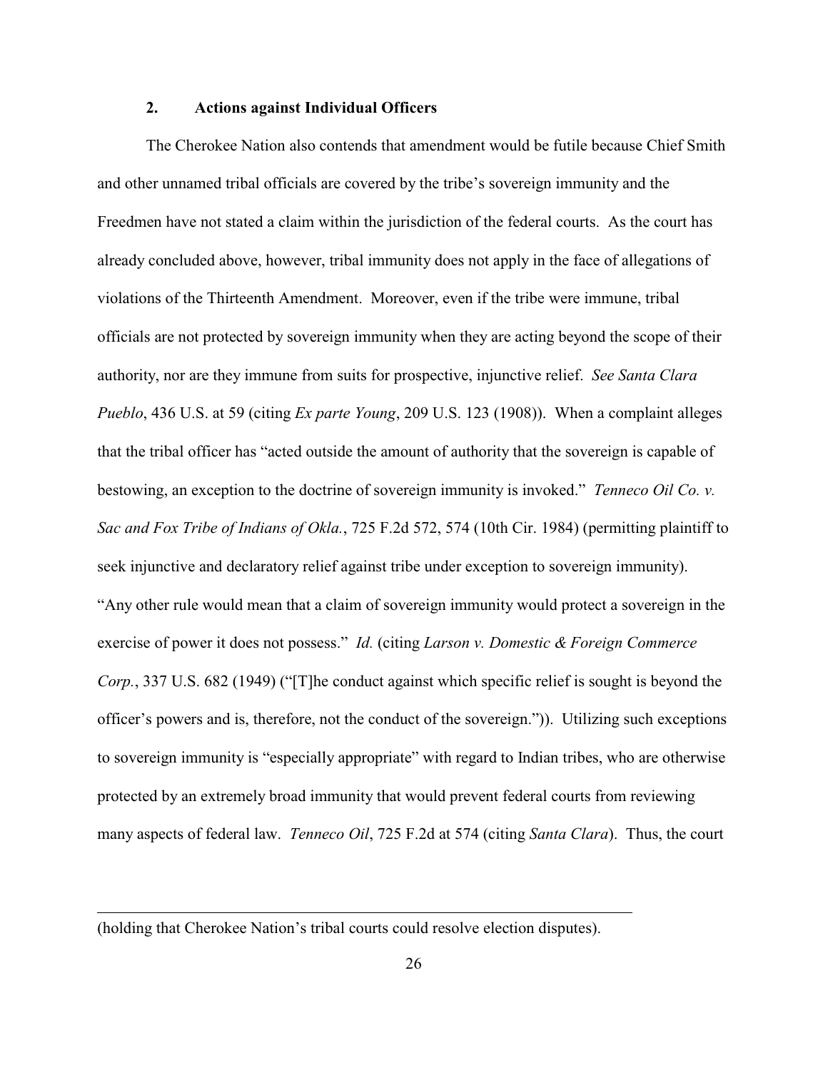### 2. Actions against Individual Officers

The Cherokee Nation also contends that amendment would be futile because Chief Smith and other unnamed tribal officials are covered by the tribe's sovereign immunity and the Freedmen have not stated a claim within the jurisdiction of the federal courts. As the court has already concluded above, however, tribal immunity does not apply in the face of allegations of violations of the Thirteenth Amendment. Moreover, even if the tribe were immune, tribal officials are not protected by sovereign immunity when they are acting beyond the scope of their authority, nor are they immune from suits for prospective, injunctive relief. *See Santa Clara Pueblo*, 436 U.S. at 59 (citing *Ex parte Young*, 209 U.S. 123 (1908)). When a complaint alleges that the tribal officer has "acted outside the amount of authority that the sovereign is capable of bestowing, an exception to the doctrine of sovereign immunity is invoked." *Tenneco Oil Co. v. Sac and Fox Tribe of Indians of Okla.*, 725 F.2d 572, 574 (10th Cir. 1984) (permitting plaintiff to seek injunctive and declaratory relief against tribe under exception to sovereign immunity). "Any other rule would mean that a claim of sovereign immunity would protect a sovereign in the exercise of power it does not possess." *Id.* (citing *Larson v. Domestic & Foreign Commerce Corp.*, 337 U.S. 682 (1949) ("[T]he conduct against which specific relief is sought is beyond the officer's powers and is, therefore, not the conduct of the sovereign.")). Utilizing such exceptions to sovereign immunity is "especially appropriate" with regard to Indian tribes, who are otherwise protected by an extremely broad immunity that would prevent federal courts from reviewing many aspects of federal law. *Tenneco Oil*, 725 F.2d at 574 (citing *Santa Clara*). Thus, the court

---

(holding that Cherokee Nation's tribal courts could resolve election disputes).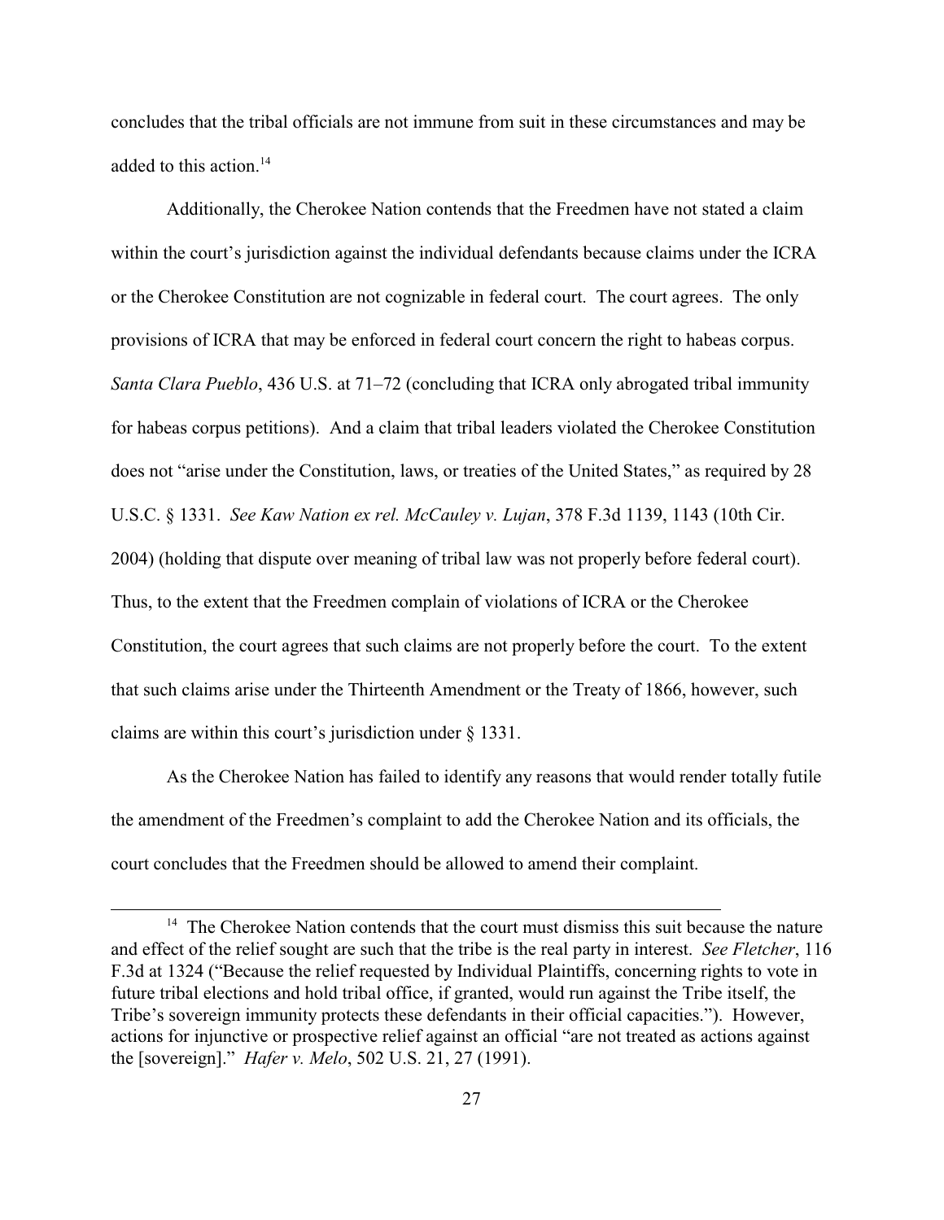concludes that the tribal officials are not immune from suit in these circumstances and may be added to this action.[14]

Additionally, the Cherokee Nation contends that the Freedmen have not stated a claim within the court's jurisdiction against the individual defendants because claims under the ICRA or the Cherokee Constitution are not cognizable in federal court. The court agrees. The only provisions of ICRA that may be enforced in federal court concern the right to habeas corpus. *Santa Clara Pueblo*, 436 U.S. at 71–72 (concluding that ICRA only abrogated tribal immunity for habeas corpus petitions). And a claim that tribal leaders violated the Cherokee Constitution does not "arise under the Constitution, laws, or treaties of the United States," as required by 28 U.S.C. § 1331. *See Kaw Nation ex rel. McCauley v. Lujan*, 378 F.3d 1139, 1143 (10th Cir. 2004) (holding that dispute over meaning of tribal law was not properly before federal court). Thus, to the extent that the Freedmen complain of violations of ICRA or the Cherokee Constitution, the court agrees that such claims are not properly before the court. To the extent that such claims arise under the Thirteenth Amendment or the Treaty of 1866, however, such claims are within this court's jurisdiction under § 1331.

As the Cherokee Nation has failed to identify any reasons that would render totally futile the amendment of the Freedmen's complaint to add the Cherokee Nation and its officials, the court concludes that the Freedmen should be allowed to amend their complaint.

---

[14] The Cherokee Nation contends that the court must dismiss this suit because the nature and effect of the relief sought are such that the tribe is the real party in interest. *See Fletcher*, 116 F.3d at 1324 ("Because the relief requested by Individual Plaintiffs, concerning rights to vote in future tribal elections and hold tribal office, if granted, would run against the Tribe itself, the Tribe's sovereign immunity protects these defendants in their official capacities."). However, actions for injunctive or prospective relief against an official "are not treated as actions against the [sovereign]." *Hafer v. Melo*, 502 U.S. 21, 27 (1991).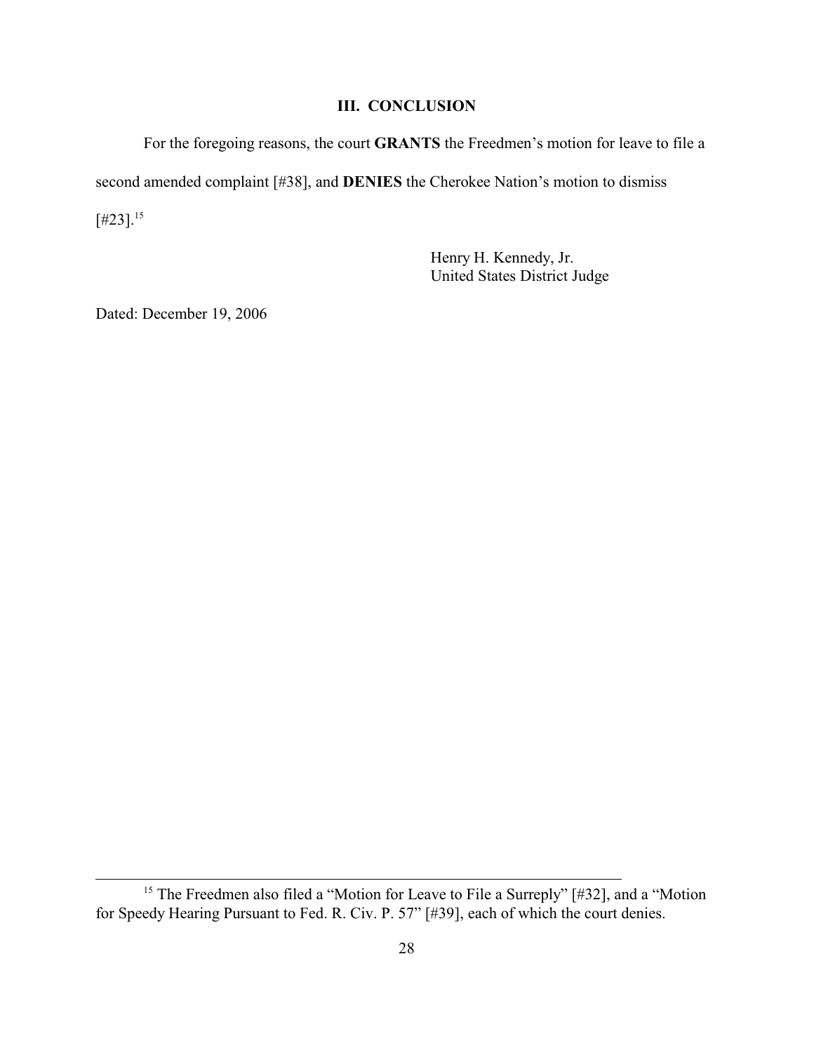## III. CONCLUSION

For the foregoing reasons, the court **GRANTS** the Freedmen's motion for leave to file a second amended complaint [#38], and **DENIES** the Cherokee Nation's motion to dismiss [#23].[15]

Henry H. Kennedy, Jr.
United States District Judge

Dated: December 19, 2006

[15] The Freedmen also filed a "Motion for Leave to File a Surreply" [#32], and a "Motion for Speedy Hearing Pursuant to Fed. R. Civ. P. 57" [#39], each of which the court denies.